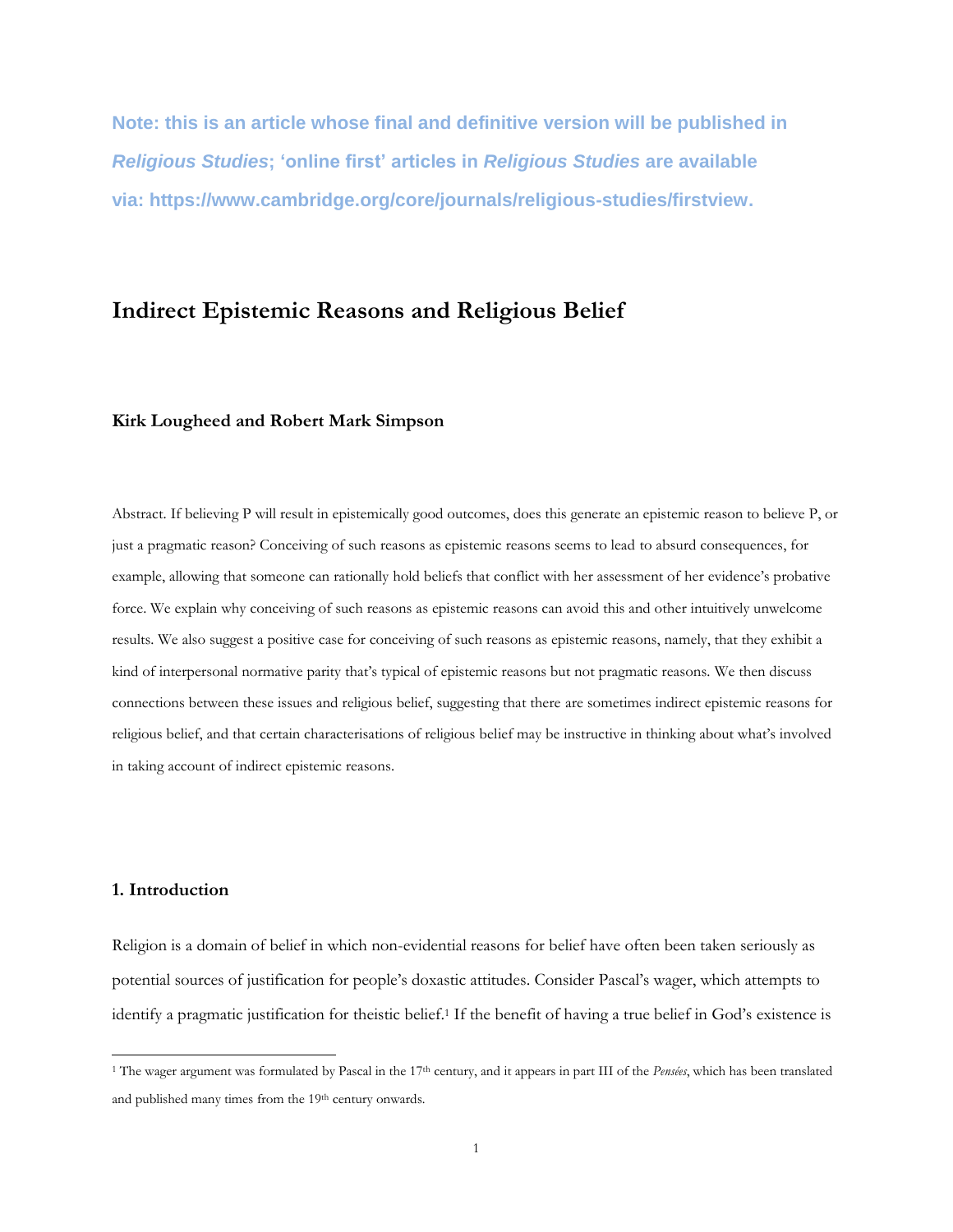**Note: this is an article whose final and definitive version will be published in *Religious Studies*; 'online first' articles in *Religious Studies* are available via: https://www.cambridge.org/core/journals/religious-studies/firstview.**

# Indirect Epistemic Reasons and Religious Belief

**Kirk Lougheed and Robert Mark Simpson**

Abstract. If believing P will result in epistemically good outcomes, does this generate an epistemic reason to believe P, or just a pragmatic reason? Conceiving of such reasons as epistemic reasons seems to lead to absurd consequences, for example, allowing that someone can rationally hold beliefs that conflict with her assessment of her evidence's probative force. We explain why conceiving of such reasons as epistemic reasons can avoid this and other intuitively unwelcome results. We also suggest a positive case for conceiving of such reasons as epistemic reasons, namely, that they exhibit a kind of interpersonal normative parity that's typical of epistemic reasons but not pragmatic reasons. We then discuss connections between these issues and religious belief, suggesting that there are sometimes indirect epistemic reasons for religious belief, and that certain characterisations of religious belief may be instructive in thinking about what's involved in taking account of indirect epistemic reasons.

## 1. Introduction

Religion is a domain of belief in which non-evidential reasons for belief have often been taken seriously as potential sources of justification for people's doxastic attitudes. Consider Pascal's wager, which attempts to identify a pragmatic justification for theistic belief.[1] If the benefit of having a true belief in God's existence is

---

[1] The wager argument was formulated by Pascal in the 17th century, and it appears in part III of the *Pensées*, which has been translated and published many times from the 19th century onwards.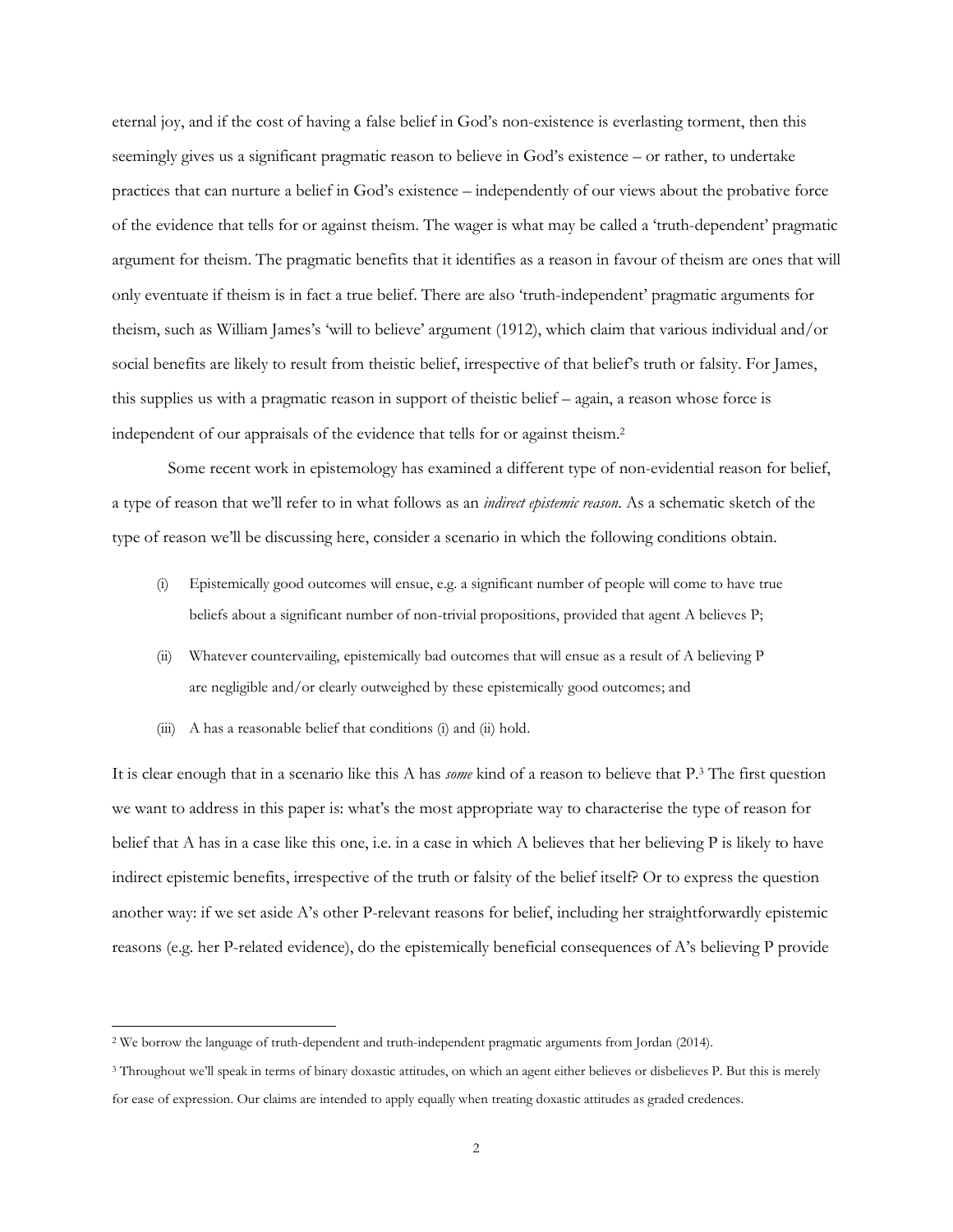eternal joy, and if the cost of having a false belief in God's non-existence is everlasting torment, then this seemingly gives us a significant pragmatic reason to believe in God's existence – or rather, to undertake practices that can nurture a belief in God's existence – independently of our views about the probative force of the evidence that tells for or against theism. The wager is what may be called a 'truth-dependent' pragmatic argument for theism. The pragmatic benefits that it identifies as a reason in favour of theism are ones that will only eventuate if theism is in fact a true belief. There are also 'truth-independent' pragmatic arguments for theism, such as William James's 'will to believe' argument (1912), which claim that various individual and/or social benefits are likely to result from theistic belief, irrespective of that belief's truth or falsity. For James, this supplies us with a pragmatic reason in support of theistic belief – again, a reason whose force is independent of our appraisals of the evidence that tells for or against theism.[2]

Some recent work in epistemology has examined a different type of non-evidential reason for belief, a type of reason that we'll refer to in what follows as an *indirect epistemic reason*. As a schematic sketch of the type of reason we'll be discussing here, consider a scenario in which the following conditions obtain.

(i) Epistemically good outcomes will ensue, e.g. a significant number of people will come to have true beliefs about a significant number of non-trivial propositions, provided that agent A believes P;

(ii) Whatever countervailing, epistemically bad outcomes that will ensue as a result of A believing P are negligible and/or clearly outweighed by these epistemically good outcomes; and

(iii) A has a reasonable belief that conditions (i) and (ii) hold.

It is clear enough that in a scenario like this A has *some* kind of a reason to believe that P.[3] The first question we want to address in this paper is: what's the most appropriate way to characterise the type of reason for belief that A has in a case like this one, i.e. in a case in which A believes that her believing P is likely to have indirect epistemic benefits, irrespective of the truth or falsity of the belief itself? Or to express the question another way: if we set aside A's other P-relevant reasons for belief, including her straightforwardly epistemic reasons (e.g. her P-related evidence), do the epistemically beneficial consequences of A's believing P provide

[2] We borrow the language of truth-dependent and truth-independent pragmatic arguments from Jordan (2014).

[3] Throughout we'll speak in terms of binary doxastic attitudes, on which an agent either believes or disbelieves P. But this is merely for ease of expression. Our claims are intended to apply equally when treating doxastic attitudes as graded credences.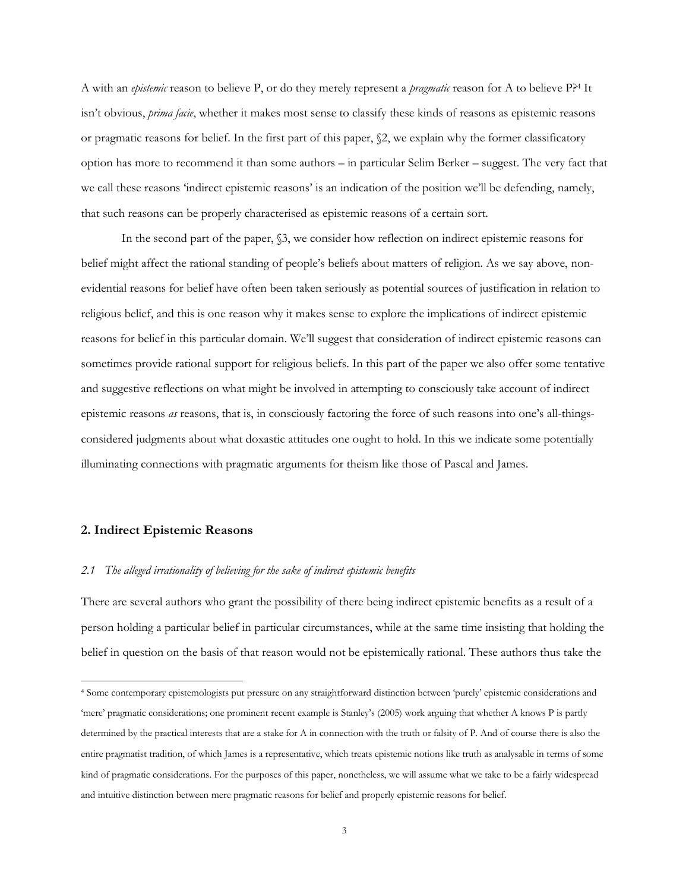A with an *epistemic* reason to believe P, or do they merely represent a *pragmatic* reason for A to believe P?[4] It isn't obvious, *prima facie*, whether it makes most sense to classify these kinds of reasons as epistemic reasons or pragmatic reasons for belief. In the first part of this paper, §2, we explain why the former classificatory option has more to recommend it than some authors – in particular Selim Berker – suggest. The very fact that we call these reasons 'indirect epistemic reasons' is an indication of the position we'll be defending, namely, that such reasons can be properly characterised as epistemic reasons of a certain sort.

In the second part of the paper, §3, we consider how reflection on indirect epistemic reasons for belief might affect the rational standing of people's beliefs about matters of religion. As we say above, non-evidential reasons for belief have often been taken seriously as potential sources of justification in relation to religious belief, and this is one reason why it makes sense to explore the implications of indirect epistemic reasons for belief in this particular domain. We'll suggest that consideration of indirect epistemic reasons can sometimes provide rational support for religious beliefs. In this part of the paper we also offer some tentative and suggestive reflections on what might be involved in attempting to consciously take account of indirect epistemic reasons *as* reasons, that is, in consciously factoring the force of such reasons into one's all-things-considered judgments about what doxastic attitudes one ought to hold. In this we indicate some potentially illuminating connections with pragmatic arguments for theism like those of Pascal and James.

## 2. Indirect Epistemic Reasons

### *2.1 The alleged irrationality of believing for the sake of indirect epistemic benefits*

There are several authors who grant the possibility of there being indirect epistemic benefits as a result of a person holding a particular belief in particular circumstances, while at the same time insisting that holding the belief in question on the basis of that reason would not be epistemically rational. These authors thus take the

[4] Some contemporary epistemologists put pressure on any straightforward distinction between 'purely' epistemic considerations and 'mere' pragmatic considerations; one prominent recent example is Stanley's (2005) work arguing that whether A knows P is partly determined by the practical interests that are a stake for A in connection with the truth or falsity of P. And of course there is also the entire pragmatist tradition, of which James is a representative, which treats epistemic notions like truth as analysable in terms of some kind of pragmatic considerations. For the purposes of this paper, nonetheless, we will assume what we take to be a fairly widespread and intuitive distinction between mere pragmatic reasons for belief and properly epistemic reasons for belief.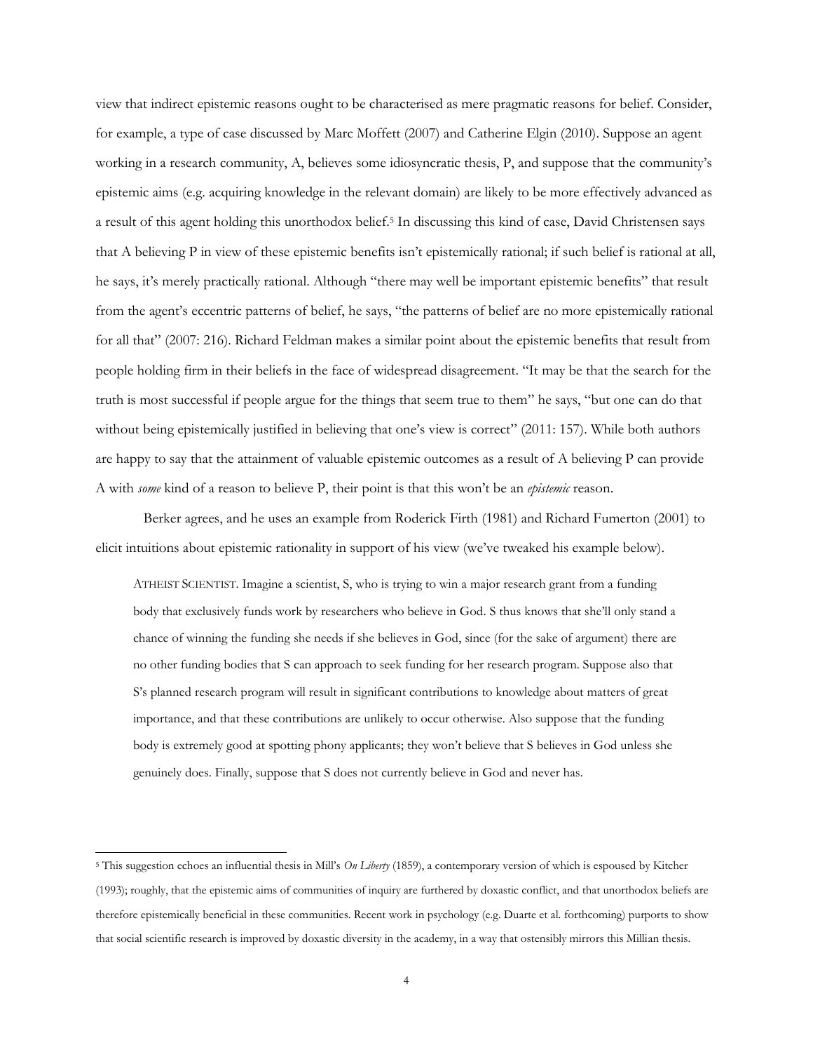view that indirect epistemic reasons ought to be characterised as mere pragmatic reasons for belief. Consider, for example, a type of case discussed by Marc Moffett (2007) and Catherine Elgin (2010). Suppose an agent working in a research community, A, believes some idiosyncratic thesis, P, and suppose that the community's epistemic aims (e.g. acquiring knowledge in the relevant domain) are likely to be more effectively advanced as a result of this agent holding this unorthodox belief.[5] In discussing this kind of case, David Christensen says that A believing P in view of these epistemic benefits isn't epistemically rational; if such belief is rational at all, he says, it's merely practically rational. Although "there may well be important epistemic benefits" that result from the agent's eccentric patterns of belief, he says, "the patterns of belief are no more epistemically rational for all that" (2007: 216). Richard Feldman makes a similar point about the epistemic benefits that result from people holding firm in their beliefs in the face of widespread disagreement. "It may be that the search for the truth is most successful if people argue for the things that seem true to them" he says, "but one can do that without being epistemically justified in believing that one's view is correct" (2011: 157). While both authors are happy to say that the attainment of valuable epistemic outcomes as a result of A believing P can provide A with *some* kind of a reason to believe P, their point is that this won't be an *epistemic* reason.

Berker agrees, and he uses an example from Roderick Firth (1981) and Richard Fumerton (2001) to elicit intuitions about epistemic rationality in support of his view (we've tweaked his example below).

> ATHEIST SCIENTIST. Imagine a scientist, S, who is trying to win a major research grant from a funding body that exclusively funds work by researchers who believe in God. S thus knows that she'll only stand a chance of winning the funding she needs if she believes in God, since (for the sake of argument) there are no other funding bodies that S can approach to seek funding for her research program. Suppose also that S's planned research program will result in significant contributions to knowledge about matters of great importance, and that these contributions are unlikely to occur otherwise. Also suppose that the funding body is extremely good at spotting phony applicants; they won't believe that S believes in God unless she genuinely does. Finally, suppose that S does not currently believe in God and never has.

---

[5] This suggestion echoes an influential thesis in Mill's *On Liberty* (1859), a contemporary version of which is espoused by Kitcher (1993); roughly, that the epistemic aims of communities of inquiry are furthered by doxastic conflict, and that unorthodox beliefs are therefore epistemically beneficial in these communities. Recent work in psychology (e.g. Duarte et al. forthcoming) purports to show that social scientific research is improved by doxastic diversity in the academy, in a way that ostensibly mirrors this Millian thesis.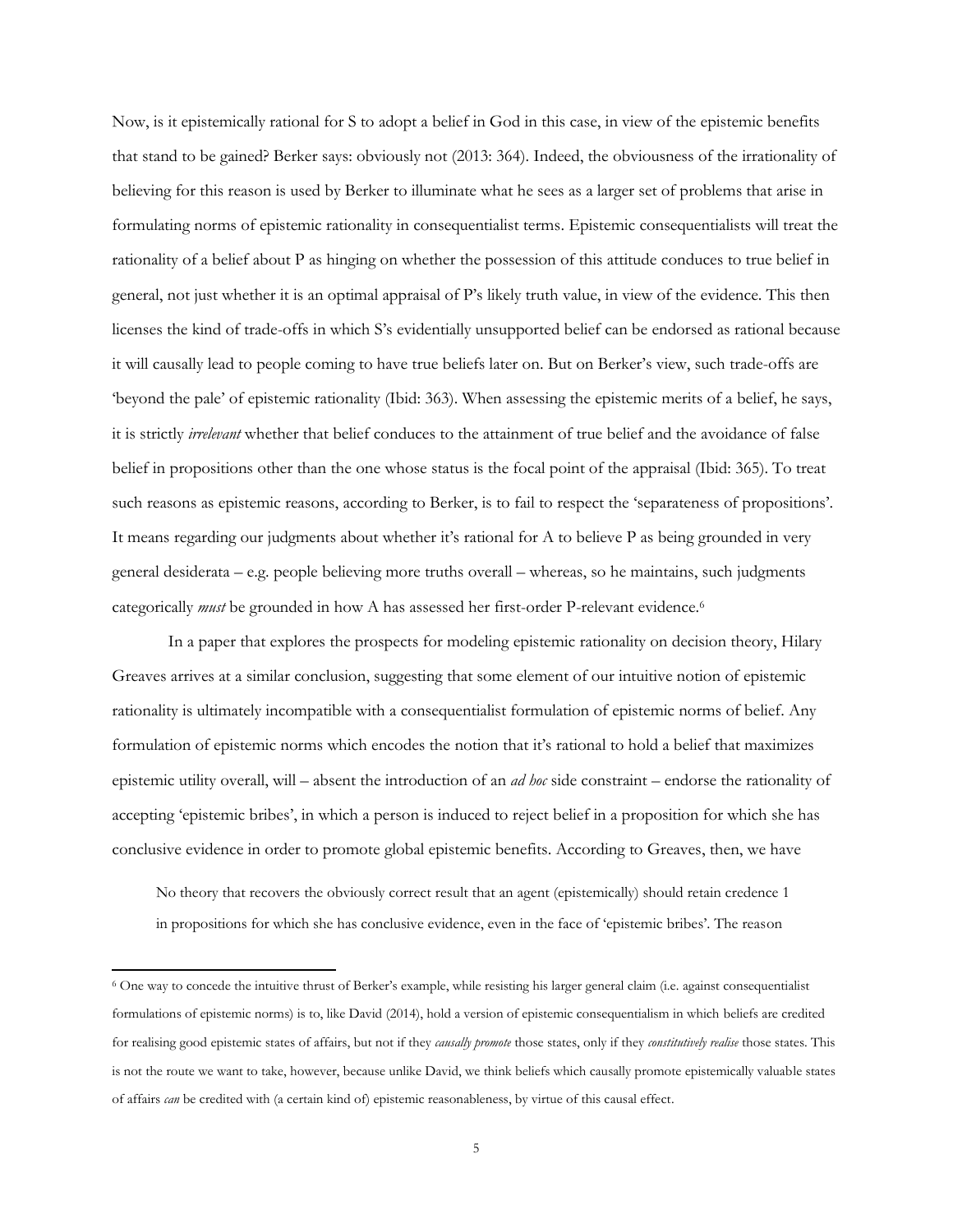Now, is it epistemically rational for S to adopt a belief in God in this case, in view of the epistemic benefits that stand to be gained? Berker says: obviously not (2013: 364). Indeed, the obviousness of the irrationality of believing for this reason is used by Berker to illuminate what he sees as a larger set of problems that arise in formulating norms of epistemic rationality in consequentialist terms. Epistemic consequentialists will treat the rationality of a belief about P as hinging on whether the possession of this attitude conduces to true belief in general, not just whether it is an optimal appraisal of P's likely truth value, in view of the evidence. This then licenses the kind of trade-offs in which S's evidentially unsupported belief can be endorsed as rational because it will causally lead to people coming to have true beliefs later on. But on Berker's view, such trade-offs are 'beyond the pale' of epistemic rationality (Ibid: 363). When assessing the epistemic merits of a belief, he says, it is strictly *irrelevant* whether that belief conduces to the attainment of true belief and the avoidance of false belief in propositions other than the one whose status is the focal point of the appraisal (Ibid: 365). To treat such reasons as epistemic reasons, according to Berker, is to fail to respect the 'separateness of propositions'. It means regarding our judgments about whether it's rational for A to believe P as being grounded in very general desiderata – e.g. people believing more truths overall – whereas, so he maintains, such judgments categorically *must* be grounded in how A has assessed her first-order P-relevant evidence.[6]

In a paper that explores the prospects for modeling epistemic rationality on decision theory, Hilary Greaves arrives at a similar conclusion, suggesting that some element of our intuitive notion of epistemic rationality is ultimately incompatible with a consequentialist formulation of epistemic norms of belief. Any formulation of epistemic norms which encodes the notion that it's rational to hold a belief that maximizes epistemic utility overall, will – absent the introduction of an *ad hoc* side constraint – endorse the rationality of accepting 'epistemic bribes', in which a person is induced to reject belief in a proposition for which she has conclusive evidence in order to promote global epistemic benefits. According to Greaves, then, we have

> No theory that recovers the obviously correct result that an agent (epistemically) should retain credence 1 in propositions for which she has conclusive evidence, even in the face of 'epistemic bribes'. The reason

---

[6] One way to concede the intuitive thrust of Berker's example, while resisting his larger general claim (i.e. against consequentialist formulations of epistemic norms) is to, like David (2014), hold a version of epistemic consequentialism in which beliefs are credited for realising good epistemic states of affairs, but not if they *causally promote* those states, only if they *constitutively realise* those states. This is not the route we want to take, however, because unlike David, we think beliefs which causally promote epistemically valuable states of affairs *can* be credited with (a certain kind of) epistemic reasonableness, by virtue of this causal effect.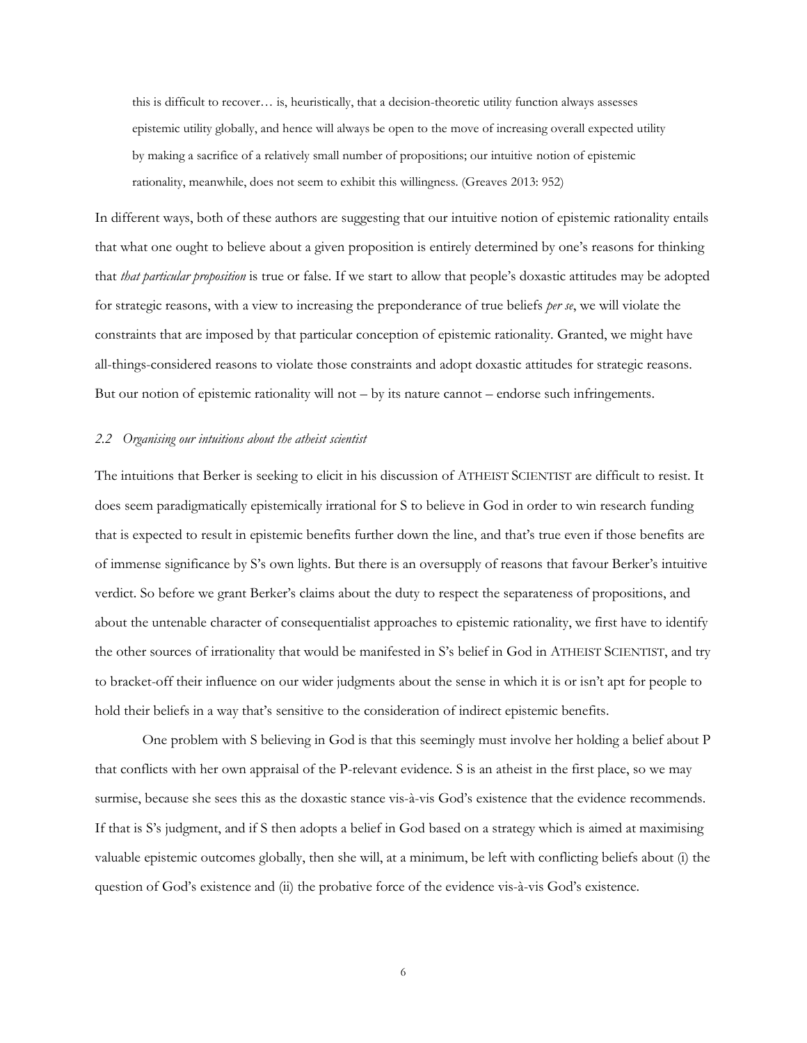> this is difficult to recover… is, heuristically, that a decision-theoretic utility function always assesses epistemic utility globally, and hence will always be open to the move of increasing overall expected utility by making a sacrifice of a relatively small number of propositions; our intuitive notion of epistemic rationality, meanwhile, does not seem to exhibit this willingness. (Greaves 2013: 952)

In different ways, both of these authors are suggesting that our intuitive notion of epistemic rationality entails that what one ought to believe about a given proposition is entirely determined by one's reasons for thinking that *that particular proposition* is true or false. If we start to allow that people's doxastic attitudes may be adopted for strategic reasons, with a view to increasing the preponderance of true beliefs *per se*, we will violate the constraints that are imposed by that particular conception of epistemic rationality. Granted, we might have all-things-considered reasons to violate those constraints and adopt doxastic attitudes for strategic reasons. But our notion of epistemic rationality will not – by its nature cannot – endorse such infringements.

### *2.2 Organising our intuitions about the atheist scientist*

The intuitions that Berker is seeking to elicit in his discussion of ATHEIST SCIENTIST are difficult to resist. It does seem paradigmatically epistemically irrational for S to believe in God in order to win research funding that is expected to result in epistemic benefits further down the line, and that's true even if those benefits are of immense significance by S's own lights. But there is an oversupply of reasons that favour Berker's intuitive verdict. So before we grant Berker's claims about the duty to respect the separateness of propositions, and about the untenable character of consequentialist approaches to epistemic rationality, we first have to identify the other sources of irrationality that would be manifested in S's belief in God in ATHEIST SCIENTIST, and try to bracket-off their influence on our wider judgments about the sense in which it is or isn't apt for people to hold their beliefs in a way that's sensitive to the consideration of indirect epistemic benefits.

One problem with S believing in God is that this seemingly must involve her holding a belief about P that conflicts with her own appraisal of the P-relevant evidence. S is an atheist in the first place, so we may surmise, because she sees this as the doxastic stance vis-à-vis God's existence that the evidence recommends. If that is S's judgment, and if S then adopts a belief in God based on a strategy which is aimed at maximising valuable epistemic outcomes globally, then she will, at a minimum, be left with conflicting beliefs about (i) the question of God's existence and (ii) the probative force of the evidence vis-à-vis God's existence.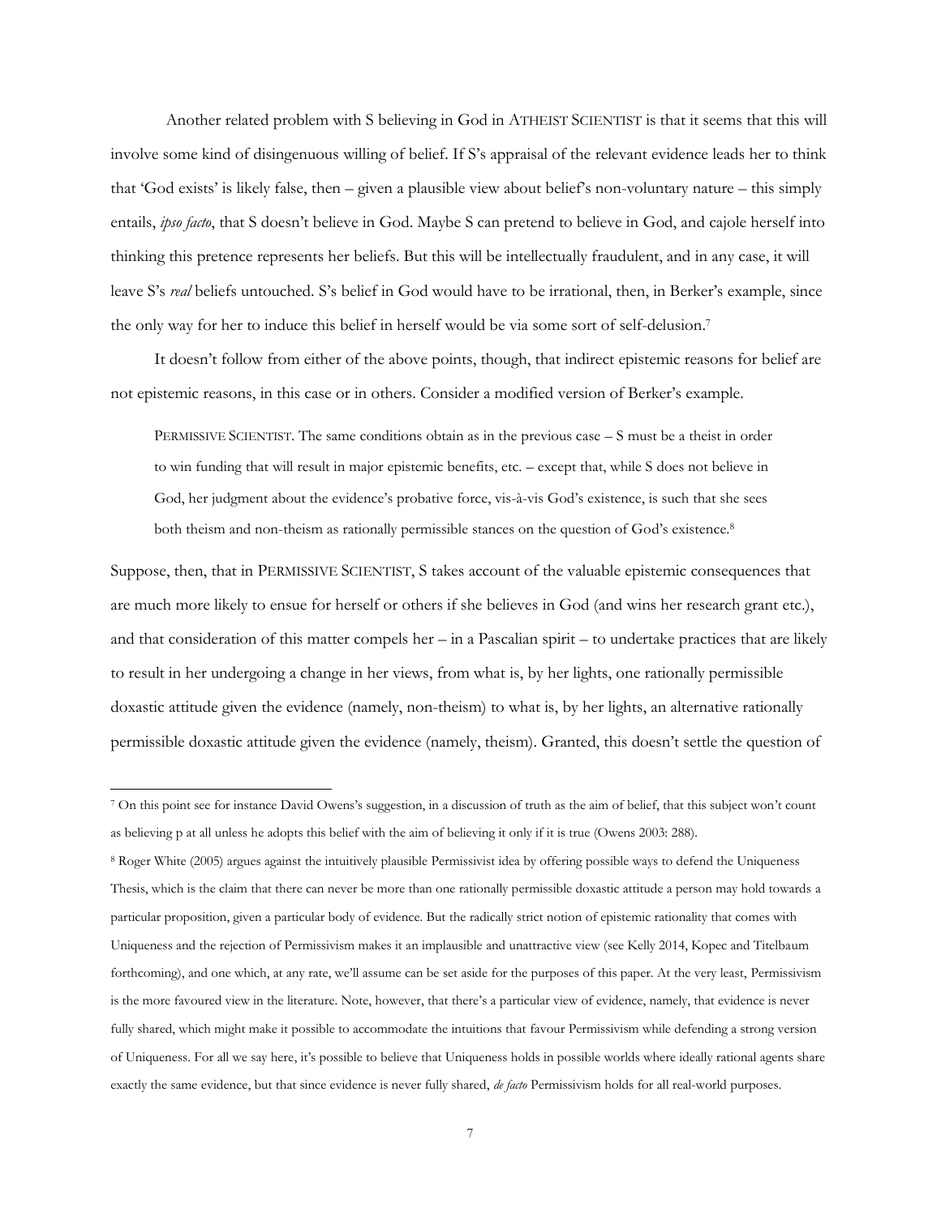Another related problem with S believing in God in ATHEIST SCIENTIST is that it seems that this will involve some kind of disingenuous willing of belief. If S's appraisal of the relevant evidence leads her to think that 'God exists' is likely false, then – given a plausible view about belief's non-voluntary nature – this simply entails, *ipso facto*, that S doesn't believe in God. Maybe S can pretend to believe in God, and cajole herself into thinking this pretence represents her beliefs. But this will be intellectually fraudulent, and in any case, it will leave S's *real* beliefs untouched. S's belief in God would have to be irrational, then, in Berker's example, since the only way for her to induce this belief in herself would be via some sort of self-delusion.[7]

It doesn't follow from either of the above points, though, that indirect epistemic reasons for belief are not epistemic reasons, in this case or in others. Consider a modified version of Berker's example.

> PERMISSIVE SCIENTIST. The same conditions obtain as in the previous case – S must be a theist in order to win funding that will result in major epistemic benefits, etc. – except that, while S does not believe in God, her judgment about the evidence's probative force, vis-à-vis God's existence, is such that she sees both theism and non-theism as rationally permissible stances on the question of God's existence.[8]

Suppose, then, that in PERMISSIVE SCIENTIST, S takes account of the valuable epistemic consequences that are much more likely to ensue for herself or others if she believes in God (and wins her research grant etc.), and that consideration of this matter compels her – in a Pascalian spirit – to undertake practices that are likely to result in her undergoing a change in her views, from what is, by her lights, one rationally permissible doxastic attitude given the evidence (namely, non-theism) to what is, by her lights, an alternative rationally permissible doxastic attitude given the evidence (namely, theism). Granted, this doesn't settle the question of

---

[7] On this point see for instance David Owens's suggestion, in a discussion of truth as the aim of belief, that this subject won't count as believing p at all unless he adopts this belief with the aim of believing it only if it is true (Owens 2003: 288).

[8] Roger White (2005) argues against the intuitively plausible Permissivist idea by offering possible ways to defend the Uniqueness Thesis, which is the claim that there can never be more than one rationally permissible doxastic attitude a person may hold towards a particular proposition, given a particular body of evidence. But the radically strict notion of epistemic rationality that comes with Uniqueness and the rejection of Permissivism makes it an implausible and unattractive view (see Kelly 2014, Kopec and Titelbaum forthcoming), and one which, at any rate, we'll assume can be set aside for the purposes of this paper. At the very least, Permissivism is the more favoured view in the literature. Note, however, that there's a particular view of evidence, namely, that evidence is never fully shared, which might make it possible to accommodate the intuitions that favour Permissivism while defending a strong version of Uniqueness. For all we say here, it's possible to believe that Uniqueness holds in possible worlds where ideally rational agents share exactly the same evidence, but that since evidence is never fully shared, *de facto* Permissivism holds for all real-world purposes.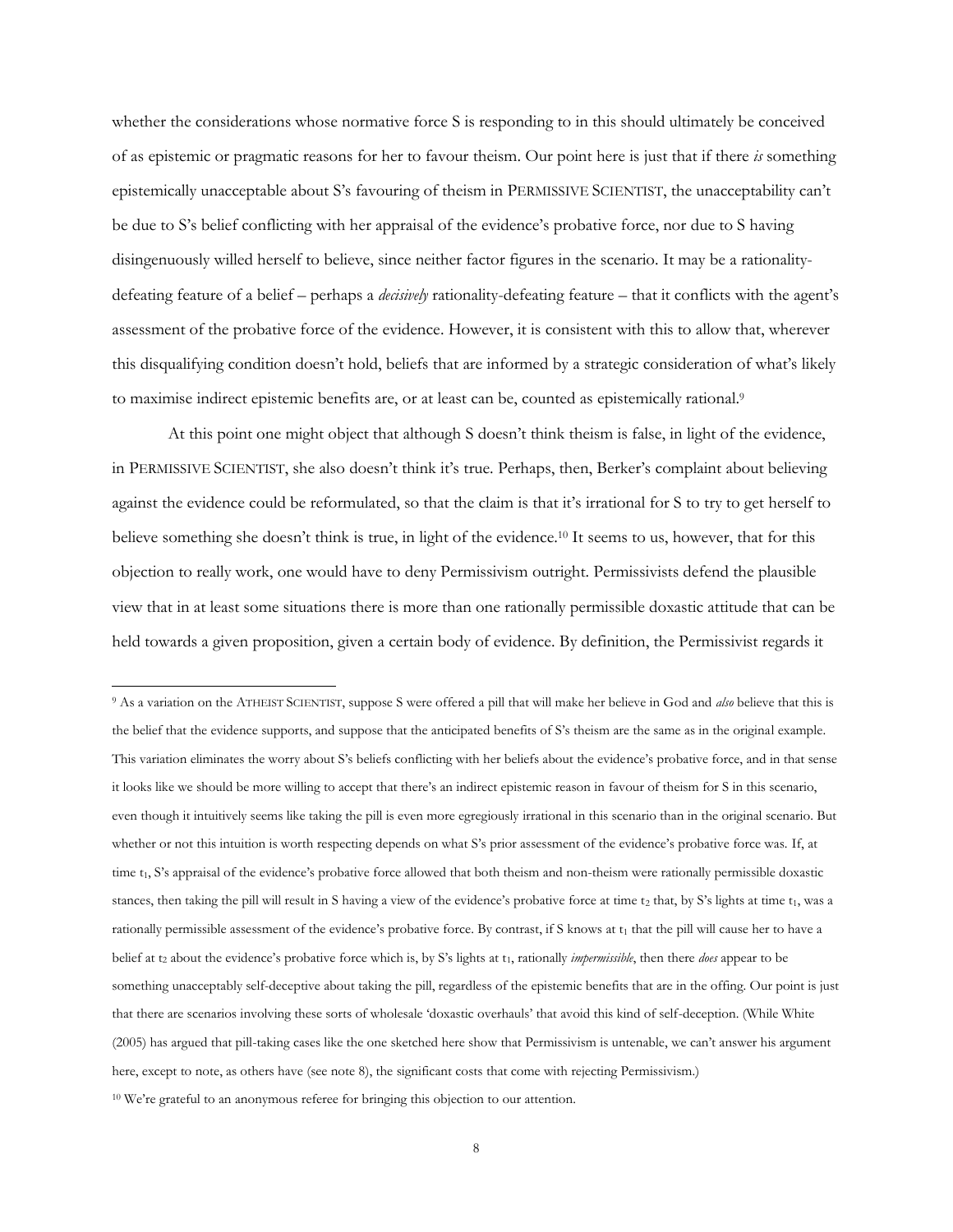whether the considerations whose normative force S is responding to in this should ultimately be conceived of as epistemic or pragmatic reasons for her to favour theism. Our point here is just that if there *is* something epistemically unacceptable about S's favouring of theism in PERMISSIVE SCIENTIST, the unacceptability can't be due to S's belief conflicting with her appraisal of the evidence's probative force, nor due to S having disingenuously willed herself to believe, since neither factor figures in the scenario. It may be a rationality-defeating feature of a belief – perhaps a *decisively* rationality-defeating feature – that it conflicts with the agent's assessment of the probative force of the evidence. However, it is consistent with this to allow that, wherever this disqualifying condition doesn't hold, beliefs that are informed by a strategic consideration of what's likely to maximise indirect epistemic benefits are, or at least can be, counted as epistemically rational.[9]

At this point one might object that although S doesn't think theism is false, in light of the evidence, in PERMISSIVE SCIENTIST, she also doesn't think it's true. Perhaps, then, Berker's complaint about believing against the evidence could be reformulated, so that the claim is that it's irrational for S to try to get herself to believe something she doesn't think is true, in light of the evidence.[10] It seems to us, however, that for this objection to really work, one would have to deny Permissivism outright. Permissivists defend the plausible view that in at least some situations there is more than one rationally permissible doxastic attitude that can be held towards a given proposition, given a certain body of evidence. By definition, the Permissivist regards it

---

[9] As a variation on the ATHEIST SCIENTIST, suppose S were offered a pill that will make her believe in God and *also* believe that this is the belief that the evidence supports, and suppose that the anticipated benefits of S's theism are the same as in the original example. This variation eliminates the worry about S's beliefs conflicting with her beliefs about the evidence's probative force, and in that sense it looks like we should be more willing to accept that there's an indirect epistemic reason in favour of theism for S in this scenario, even though it intuitively seems like taking the pill is even more egregiously irrational in this scenario than in the original scenario. But whether or not this intuition is worth respecting depends on what S's prior assessment of the evidence's probative force was. If, at time $t_1$, S's appraisal of the evidence's probative force allowed that both theism and non-theism were rationally permissible doxastic stances, then taking the pill will result in S having a view of the evidence's probative force at time $t_2$ that, by S's lights at time $t_1$, was a rationally permissible assessment of the evidence's probative force. By contrast, if S knows at $t_1$ that the pill will cause her to have a belief at $t_2$ about the evidence's probative force which is, by S's lights at $t_1$, rationally *impermissible*, then there *does* appear to be something unacceptably self-deceptive about taking the pill, regardless of the epistemic benefits that are in the offing. Our point is just that there are scenarios involving these sorts of wholesale 'doxastic overhauls' that avoid this kind of self-deception. (While White (2005) has argued that pill-taking cases like the one sketched here show that Permissivism is untenable, we can't answer his argument here, except to note, as others have (see note 8), the significant costs that come with rejecting Permissivism.)

[10] We're grateful to an anonymous referee for bringing this objection to our attention.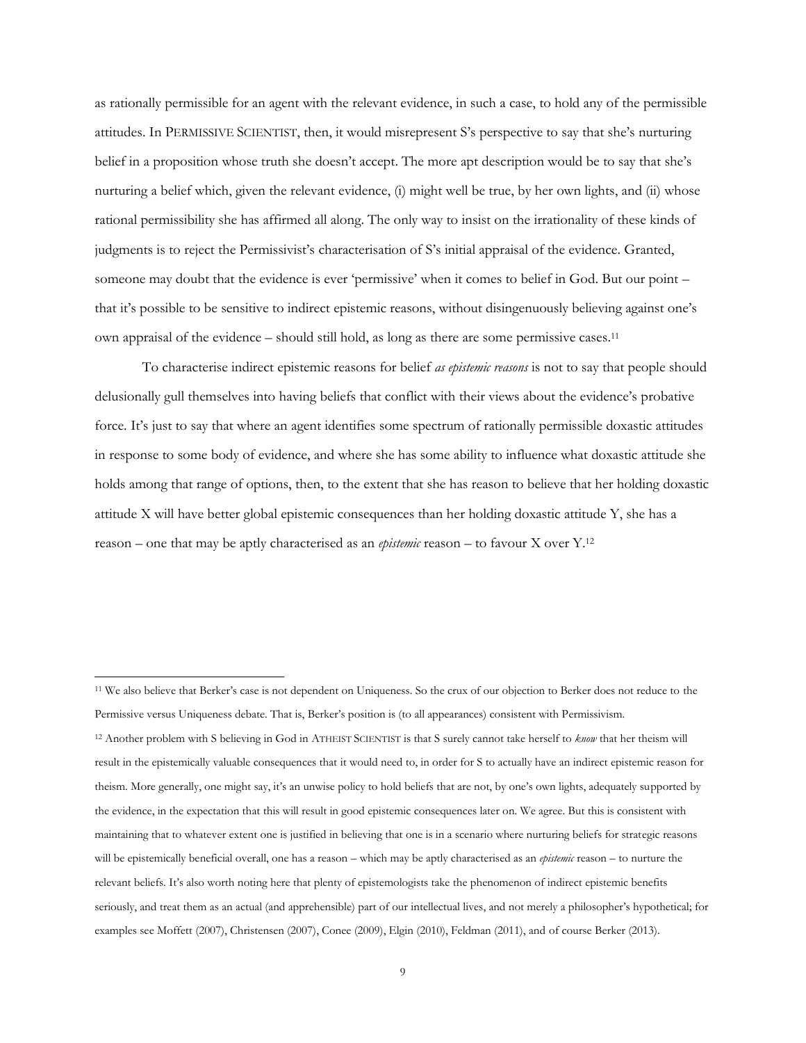as rationally permissible for an agent with the relevant evidence, in such a case, to hold any of the permissible attitudes. In PERMISSIVE SCIENTIST, then, it would misrepresent S's perspective to say that she's nurturing belief in a proposition whose truth she doesn't accept. The more apt description would be to say that she's nurturing a belief which, given the relevant evidence, (i) might well be true, by her own lights, and (ii) whose rational permissibility she has affirmed all along. The only way to insist on the irrationality of these kinds of judgments is to reject the Permissivist's characterisation of S's initial appraisal of the evidence. Granted, someone may doubt that the evidence is ever 'permissive' when it comes to belief in God. But our point – that it's possible to be sensitive to indirect epistemic reasons, without disingenuously believing against one's own appraisal of the evidence – should still hold, as long as there are some permissive cases.[11]

To characterise indirect epistemic reasons for belief *as epistemic reasons* is not to say that people should delusionally gull themselves into having beliefs that conflict with their views about the evidence's probative force. It's just to say that where an agent identifies some spectrum of rationally permissible doxastic attitudes in response to some body of evidence, and where she has some ability to influence what doxastic attitude she holds among that range of options, then, to the extent that she has reason to believe that her holding doxastic attitude X will have better global epistemic consequences than her holding doxastic attitude Y, she has a reason – one that may be aptly characterised as an *epistemic* reason – to favour X over Y.[12]

---

[11] We also believe that Berker's case is not dependent on Uniqueness. So the crux of our objection to Berker does not reduce to the Permissive versus Uniqueness debate. That is, Berker's position is (to all appearances) consistent with Permissivism.

[12] Another problem with S believing in God in ATHEIST SCIENTIST is that S surely cannot take herself to *know* that her theism will result in the epistemically valuable consequences that it would need to, in order for S to actually have an indirect epistemic reason for theism. More generally, one might say, it's an unwise policy to hold beliefs that are not, by one's own lights, adequately supported by the evidence, in the expectation that this will result in good epistemic consequences later on. We agree. But this is consistent with maintaining that to whatever extent one is justified in believing that one is in a scenario where nurturing beliefs for strategic reasons will be epistemically beneficial overall, one has a reason – which may be aptly characterised as an *epistemic* reason – to nurture the relevant beliefs. It's also worth noting here that plenty of epistemologists take the phenomenon of indirect epistemic benefits seriously, and treat them as an actual (and apprehensible) part of our intellectual lives, and not merely a philosopher's hypothetical; for examples see Moffett (2007), Christensen (2007), Conee (2009), Elgin (2010), Feldman (2011), and of course Berker (2013).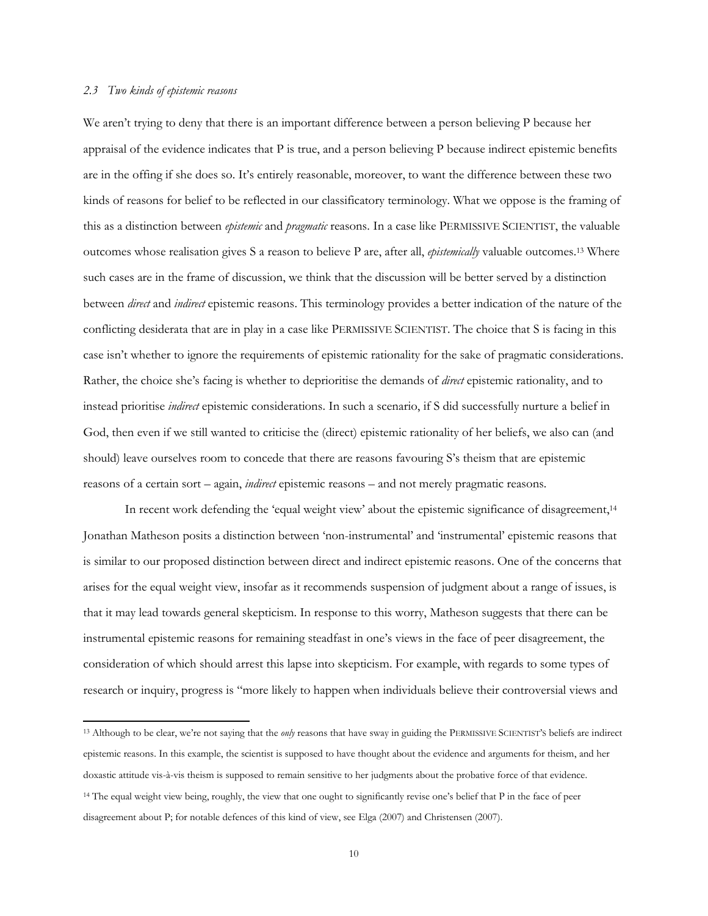### *2.3 Two kinds of epistemic reasons*

We aren't trying to deny that there is an important difference between a person believing P because her appraisal of the evidence indicates that P is true, and a person believing P because indirect epistemic benefits are in the offing if she does so. It's entirely reasonable, moreover, to want the difference between these two kinds of reasons for belief to be reflected in our classificatory terminology. What we oppose is the framing of this as a distinction between *epistemic* and *pragmatic* reasons. In a case like PERMISSIVE SCIENTIST, the valuable outcomes whose realisation gives S a reason to believe P are, after all, *epistemically* valuable outcomes.[13] Where such cases are in the frame of discussion, we think that the discussion will be better served by a distinction between *direct* and *indirect* epistemic reasons. This terminology provides a better indication of the nature of the conflicting desiderata that are in play in a case like PERMISSIVE SCIENTIST. The choice that S is facing in this case isn't whether to ignore the requirements of epistemic rationality for the sake of pragmatic considerations. Rather, the choice she's facing is whether to deprioritise the demands of *direct* epistemic rationality, and to instead prioritise *indirect* epistemic considerations. In such a scenario, if S did successfully nurture a belief in God, then even if we still wanted to criticise the (direct) epistemic rationality of her beliefs, we also can (and should) leave ourselves room to concede that there are reasons favouring S's theism that are epistemic reasons of a certain sort – again, *indirect* epistemic reasons – and not merely pragmatic reasons.

In recent work defending the 'equal weight view' about the epistemic significance of disagreement,[14] Jonathan Matheson posits a distinction between 'non-instrumental' and 'instrumental' epistemic reasons that is similar to our proposed distinction between direct and indirect epistemic reasons. One of the concerns that arises for the equal weight view, insofar as it recommends suspension of judgment about a range of issues, is that it may lead towards general skepticism. In response to this worry, Matheson suggests that there can be instrumental epistemic reasons for remaining steadfast in one's views in the face of peer disagreement, the consideration of which should arrest this lapse into skepticism. For example, with regards to some types of research or inquiry, progress is "more likely to happen when individuals believe their controversial views and

---

[13] Although to be clear, we're not saying that the *only* reasons that have sway in guiding the PERMISSIVE SCIENTIST's beliefs are indirect epistemic reasons. In this example, the scientist is supposed to have thought about the evidence and arguments for theism, and her doxastic attitude vis-à-vis theism is supposed to remain sensitive to her judgments about the probative force of that evidence.

[14] The equal weight view being, roughly, the view that one ought to significantly revise one's belief that P in the face of peer disagreement about P; for notable defences of this kind of view, see Elga (2007) and Christensen (2007).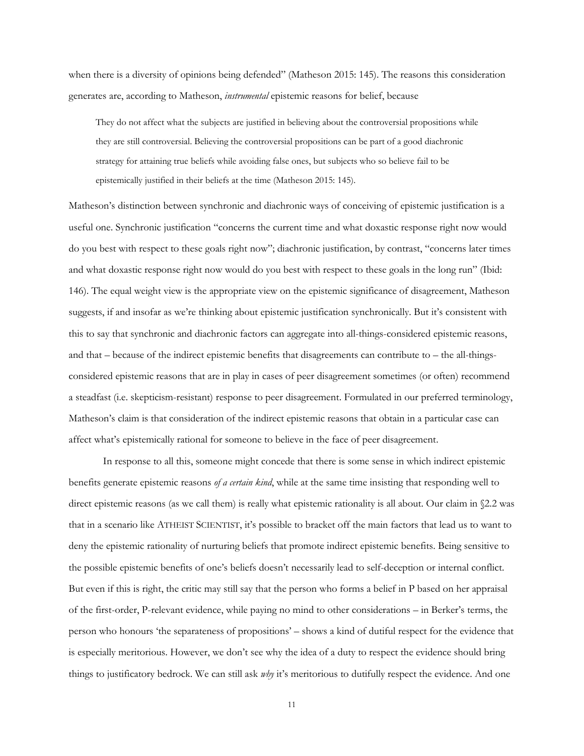when there is a diversity of opinions being defended" (Matheson 2015: 145). The reasons this consideration generates are, according to Matheson, *instrumental* epistemic reasons for belief, because

> They do not affect what the subjects are justified in believing about the controversial propositions while they are still controversial. Believing the controversial propositions can be part of a good diachronic strategy for attaining true beliefs while avoiding false ones, but subjects who so believe fail to be epistemically justified in their beliefs at the time (Matheson 2015: 145).

Matheson's distinction between synchronic and diachronic ways of conceiving of epistemic justification is a useful one. Synchronic justification "concerns the current time and what doxastic response right now would do you best with respect to these goals right now"; diachronic justification, by contrast, "concerns later times and what doxastic response right now would do you best with respect to these goals in the long run" (Ibid: 146). The equal weight view is the appropriate view on the epistemic significance of disagreement, Matheson suggests, if and insofar as we're thinking about epistemic justification synchronically. But it's consistent with this to say that synchronic and diachronic factors can aggregate into all-things-considered epistemic reasons, and that – because of the indirect epistemic benefits that disagreements can contribute to – the all-things-considered epistemic reasons that are in play in cases of peer disagreement sometimes (or often) recommend a steadfast (i.e. skepticism-resistant) response to peer disagreement. Formulated in our preferred terminology, Matheson's claim is that consideration of the indirect epistemic reasons that obtain in a particular case can affect what's epistemically rational for someone to believe in the face of peer disagreement.

In response to all this, someone might concede that there is some sense in which indirect epistemic benefits generate epistemic reasons *of a certain kind*, while at the same time insisting that responding well to direct epistemic reasons (as we call them) is really what epistemic rationality is all about. Our claim in §2.2 was that in a scenario like ATHEIST SCIENTIST, it's possible to bracket off the main factors that lead us to want to deny the epistemic rationality of nurturing beliefs that promote indirect epistemic benefits. Being sensitive to the possible epistemic benefits of one's beliefs doesn't necessarily lead to self-deception or internal conflict. But even if this is right, the critic may still say that the person who forms a belief in P based on her appraisal of the first-order, P-relevant evidence, while paying no mind to other considerations – in Berker's terms, the person who honours 'the separateness of propositions' – shows a kind of dutiful respect for the evidence that is especially meritorious. However, we don't see why the idea of a duty to respect the evidence should bring things to justificatory bedrock. We can still ask *why* it's meritorious to dutifully respect the evidence. And one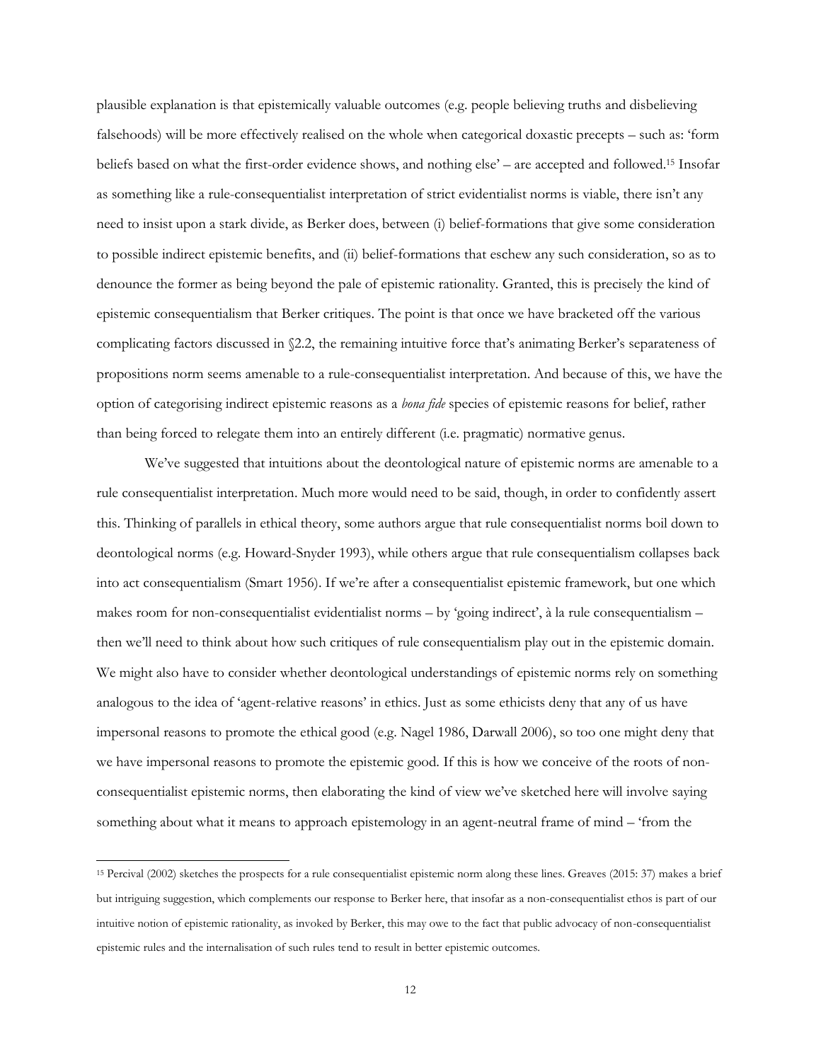plausible explanation is that epistemically valuable outcomes (e.g. people believing truths and disbelieving falsehoods) will be more effectively realised on the whole when categorical doxastic precepts – such as: 'form beliefs based on what the first-order evidence shows, and nothing else' – are accepted and followed.[15] Insofar as something like a rule-consequentialist interpretation of strict evidentialist norms is viable, there isn't any need to insist upon a stark divide, as Berker does, between (i) belief-formations that give some consideration to possible indirect epistemic benefits, and (ii) belief-formations that eschew any such consideration, so as to denounce the former as being beyond the pale of epistemic rationality. Granted, this is precisely the kind of epistemic consequentialism that Berker critiques. The point is that once we have bracketed off the various complicating factors discussed in §2.2, the remaining intuitive force that's animating Berker's separateness of propositions norm seems amenable to a rule-consequentialist interpretation. And because of this, we have the option of categorising indirect epistemic reasons as a *bona fide* species of epistemic reasons for belief, rather than being forced to relegate them into an entirely different (i.e. pragmatic) normative genus.

We've suggested that intuitions about the deontological nature of epistemic norms are amenable to a rule consequentialist interpretation. Much more would need to be said, though, in order to confidently assert this. Thinking of parallels in ethical theory, some authors argue that rule consequentialist norms boil down to deontological norms (e.g. Howard-Snyder 1993), while others argue that rule consequentialism collapses back into act consequentialism (Smart 1956). If we're after a consequentialist epistemic framework, but one which makes room for non-consequentialist evidentialist norms – by 'going indirect', à la rule consequentialism – then we'll need to think about how such critiques of rule consequentialism play out in the epistemic domain. We might also have to consider whether deontological understandings of epistemic norms rely on something analogous to the idea of 'agent-relative reasons' in ethics. Just as some ethicists deny that any of us have impersonal reasons to promote the ethical good (e.g. Nagel 1986, Darwall 2006), so too one might deny that we have impersonal reasons to promote the epistemic good. If this is how we conceive of the roots of non-consequentialist epistemic norms, then elaborating the kind of view we've sketched here will involve saying something about what it means to approach epistemology in an agent-neutral frame of mind – 'from the

---

[15] Percival (2002) sketches the prospects for a rule consequentialist epistemic norm along these lines. Greaves (2015: 37) makes a brief but intriguing suggestion, which complements our response to Berker here, that insofar as a non-consequentialist ethos is part of our intuitive notion of epistemic rationality, as invoked by Berker, this may owe to the fact that public advocacy of non-consequentialist epistemic rules and the internalisation of such rules tend to result in better epistemic outcomes.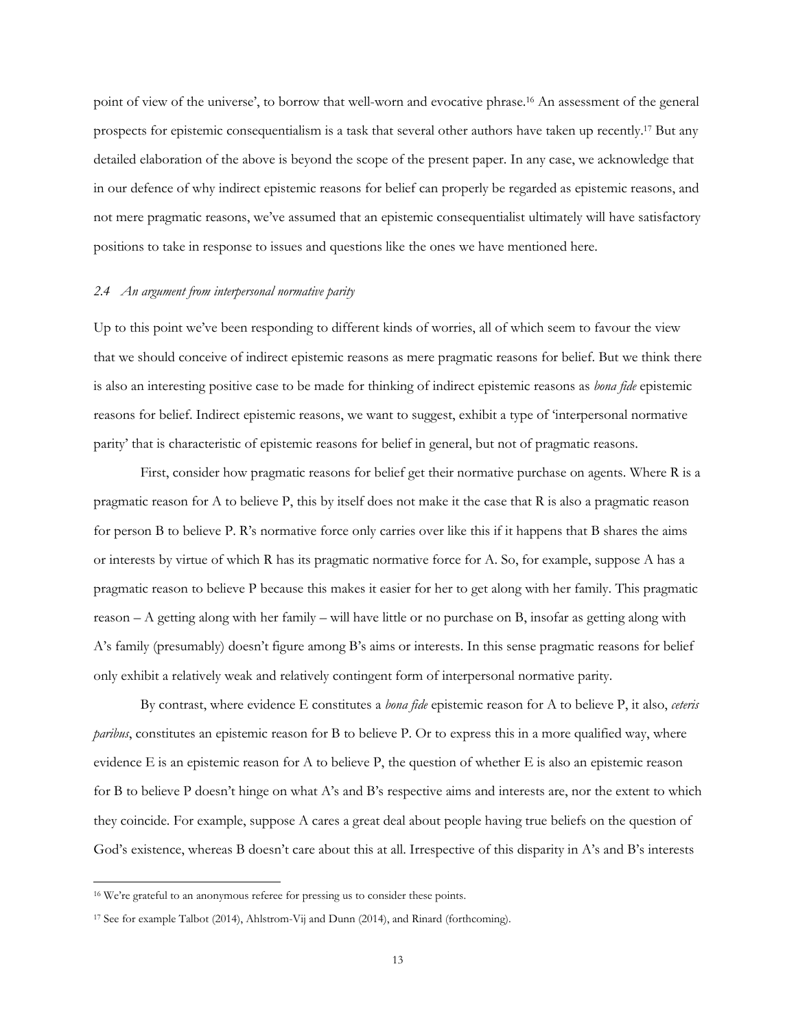point of view of the universe', to borrow that well-worn and evocative phrase.[16] An assessment of the general prospects for epistemic consequentialism is a task that several other authors have taken up recently.[17] But any detailed elaboration of the above is beyond the scope of the present paper. In any case, we acknowledge that in our defence of why indirect epistemic reasons for belief can properly be regarded as epistemic reasons, and not mere pragmatic reasons, we've assumed that an epistemic consequentialist ultimately will have satisfactory positions to take in response to issues and questions like the ones we have mentioned here.

### *2.4 An argument from interpersonal normative parity*

Up to this point we've been responding to different kinds of worries, all of which seem to favour the view that we should conceive of indirect epistemic reasons as mere pragmatic reasons for belief. But we think there is also an interesting positive case to be made for thinking of indirect epistemic reasons as *bona fide* epistemic reasons for belief. Indirect epistemic reasons, we want to suggest, exhibit a type of 'interpersonal normative parity' that is characteristic of epistemic reasons for belief in general, but not of pragmatic reasons.

First, consider how pragmatic reasons for belief get their normative purchase on agents. Where R is a pragmatic reason for A to believe P, this by itself does not make it the case that R is also a pragmatic reason for person B to believe P. R's normative force only carries over like this if it happens that B shares the aims or interests by virtue of which R has its pragmatic normative force for A. So, for example, suppose A has a pragmatic reason to believe P because this makes it easier for her to get along with her family. This pragmatic reason – A getting along with her family – will have little or no purchase on B, insofar as getting along with A's family (presumably) doesn't figure among B's aims or interests. In this sense pragmatic reasons for belief only exhibit a relatively weak and relatively contingent form of interpersonal normative parity.

By contrast, where evidence E constitutes a *bona fide* epistemic reason for A to believe P, it also, *ceteris paribus*, constitutes an epistemic reason for B to believe P. Or to express this in a more qualified way, where evidence E is an epistemic reason for A to believe P, the question of whether E is also an epistemic reason for B to believe P doesn't hinge on what A's and B's respective aims and interests are, nor the extent to which they coincide. For example, suppose A cares a great deal about people having true beliefs on the question of God's existence, whereas B doesn't care about this at all. Irrespective of this disparity in A's and B's interests

---

[16] We're grateful to an anonymous referee for pressing us to consider these points.

[17] See for example Talbot (2014), Ahlstrom-Vij and Dunn (2014), and Rinard (forthcoming).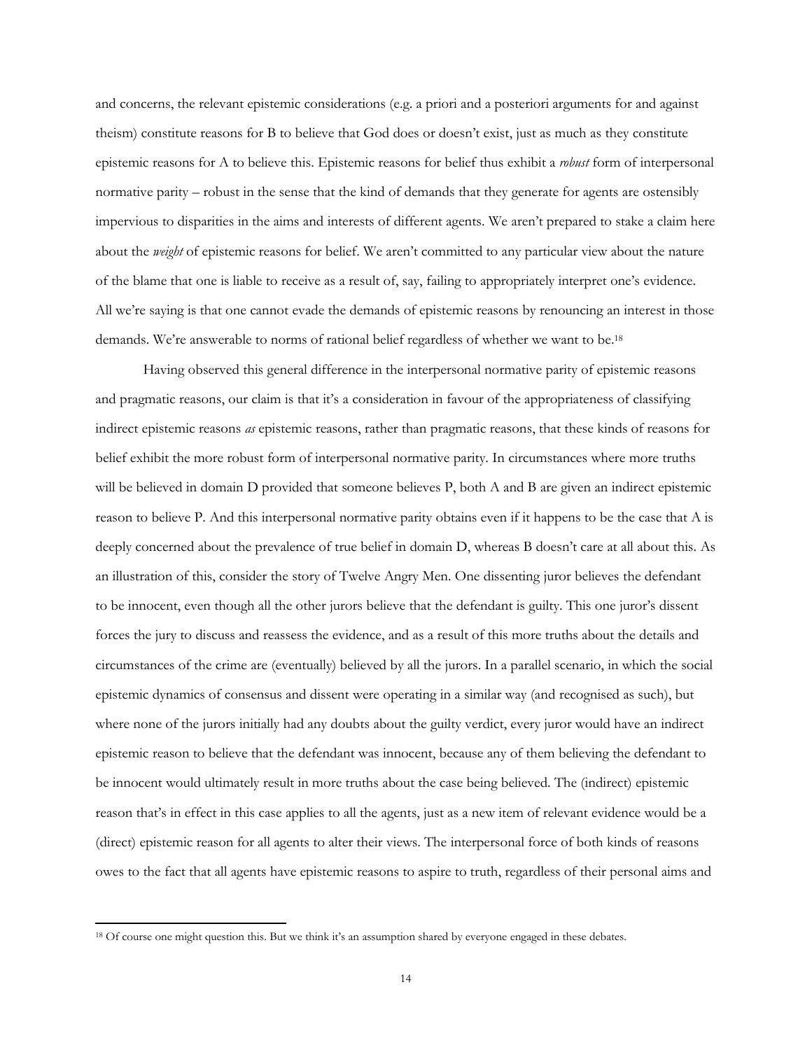and concerns, the relevant epistemic considerations (e.g. a priori and a posteriori arguments for and against theism) constitute reasons for B to believe that God does or doesn't exist, just as much as they constitute epistemic reasons for A to believe this. Epistemic reasons for belief thus exhibit a *robust* form of interpersonal normative parity – robust in the sense that the kind of demands that they generate for agents are ostensibly impervious to disparities in the aims and interests of different agents. We aren't prepared to stake a claim here about the *weight* of epistemic reasons for belief. We aren't committed to any particular view about the nature of the blame that one is liable to receive as a result of, say, failing to appropriately interpret one's evidence. All we're saying is that one cannot evade the demands of epistemic reasons by renouncing an interest in those demands. We're answerable to norms of rational belief regardless of whether we want to be.[18]

Having observed this general difference in the interpersonal normative parity of epistemic reasons and pragmatic reasons, our claim is that it's a consideration in favour of the appropriateness of classifying indirect epistemic reasons *as* epistemic reasons, rather than pragmatic reasons, that these kinds of reasons for belief exhibit the more robust form of interpersonal normative parity. In circumstances where more truths will be believed in domain D provided that someone believes P, both A and B are given an indirect epistemic reason to believe P. And this interpersonal normative parity obtains even if it happens to be the case that A is deeply concerned about the prevalence of true belief in domain D, whereas B doesn't care at all about this. As an illustration of this, consider the story of Twelve Angry Men. One dissenting juror believes the defendant to be innocent, even though all the other jurors believe that the defendant is guilty. This one juror's dissent forces the jury to discuss and reassess the evidence, and as a result of this more truths about the details and circumstances of the crime are (eventually) believed by all the jurors. In a parallel scenario, in which the social epistemic dynamics of consensus and dissent were operating in a similar way (and recognised as such), but where none of the jurors initially had any doubts about the guilty verdict, every juror would have an indirect epistemic reason to believe that the defendant was innocent, because any of them believing the defendant to be innocent would ultimately result in more truths about the case being believed. The (indirect) epistemic reason that's in effect in this case applies to all the agents, just as a new item of relevant evidence would be a (direct) epistemic reason for all agents to alter their views. The interpersonal force of both kinds of reasons owes to the fact that all agents have epistemic reasons to aspire to truth, regardless of their personal aims and

---

[18] Of course one might question this. But we think it's an assumption shared by everyone engaged in these debates.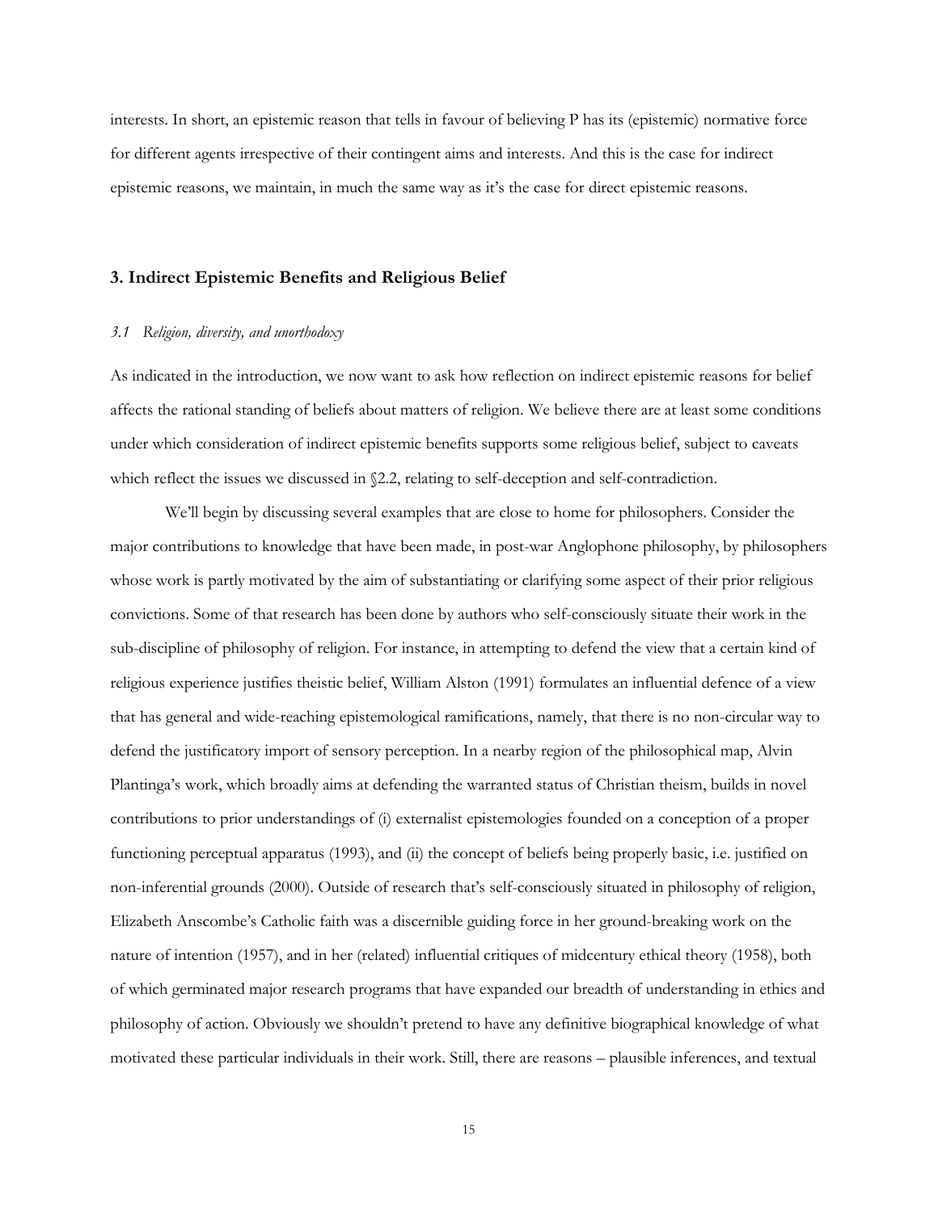interests. In short, an epistemic reason that tells in favour of believing P has its (epistemic) normative force for different agents irrespective of their contingent aims and interests. And this is the case for indirect epistemic reasons, we maintain, in much the same way as it's the case for direct epistemic reasons.

## 3. Indirect Epistemic Benefits and Religious Belief

### *3.1 Religion, diversity, and unorthodoxy*

As indicated in the introduction, we now want to ask how reflection on indirect epistemic reasons for belief affects the rational standing of beliefs about matters of religion. We believe there are at least some conditions under which consideration of indirect epistemic benefits supports some religious belief, subject to caveats which reflect the issues we discussed in §2.2, relating to self-deception and self-contradiction.

We'll begin by discussing several examples that are close to home for philosophers. Consider the major contributions to knowledge that have been made, in post-war Anglophone philosophy, by philosophers whose work is partly motivated by the aim of substantiating or clarifying some aspect of their prior religious convictions. Some of that research has been done by authors who self-consciously situate their work in the sub-discipline of philosophy of religion. For instance, in attempting to defend the view that a certain kind of religious experience justifies theistic belief, William Alston (1991) formulates an influential defence of a view that has general and wide-reaching epistemological ramifications, namely, that there is no non-circular way to defend the justificatory import of sensory perception. In a nearby region of the philosophical map, Alvin Plantinga's work, which broadly aims at defending the warranted status of Christian theism, builds in novel contributions to prior understandings of (i) externalist epistemologies founded on a conception of a proper functioning perceptual apparatus (1993), and (ii) the concept of beliefs being properly basic, i.e. justified on non-inferential grounds (2000). Outside of research that's self-consciously situated in philosophy of religion, Elizabeth Anscombe's Catholic faith was a discernible guiding force in her ground-breaking work on the nature of intention (1957), and in her (related) influential critiques of midcentury ethical theory (1958), both of which germinated major research programs that have expanded our breadth of understanding in ethics and philosophy of action. Obviously we shouldn't pretend to have any definitive biographical knowledge of what motivated these particular individuals in their work. Still, there are reasons – plausible inferences, and textual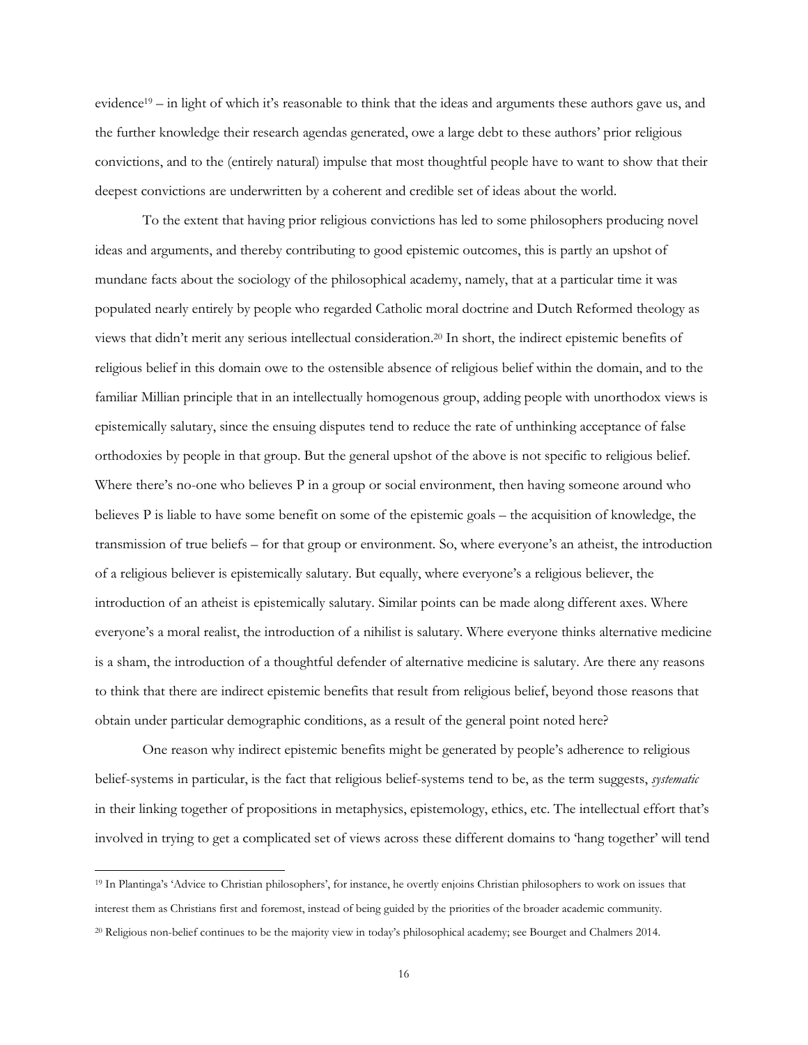evidence[19] – in light of which it's reasonable to think that the ideas and arguments these authors gave us, and the further knowledge their research agendas generated, owe a large debt to these authors' prior religious convictions, and to the (entirely natural) impulse that most thoughtful people have to want to show that their deepest convictions are underwritten by a coherent and credible set of ideas about the world.

To the extent that having prior religious convictions has led to some philosophers producing novel ideas and arguments, and thereby contributing to good epistemic outcomes, this is partly an upshot of mundane facts about the sociology of the philosophical academy, namely, that at a particular time it was populated nearly entirely by people who regarded Catholic moral doctrine and Dutch Reformed theology as views that didn't merit any serious intellectual consideration.[20] In short, the indirect epistemic benefits of religious belief in this domain owe to the ostensible absence of religious belief within the domain, and to the familiar Millian principle that in an intellectually homogenous group, adding people with unorthodox views is epistemically salutary, since the ensuing disputes tend to reduce the rate of unthinking acceptance of false orthodoxies by people in that group. But the general upshot of the above is not specific to religious belief. Where there's no-one who believes P in a group or social environment, then having someone around who believes P is liable to have some benefit on some of the epistemic goals – the acquisition of knowledge, the transmission of true beliefs – for that group or environment. So, where everyone's an atheist, the introduction of a religious believer is epistemically salutary. But equally, where everyone's a religious believer, the introduction of an atheist is epistemically salutary. Similar points can be made along different axes. Where everyone's a moral realist, the introduction of a nihilist is salutary. Where everyone thinks alternative medicine is a sham, the introduction of a thoughtful defender of alternative medicine is salutary. Are there any reasons to think that there are indirect epistemic benefits that result from religious belief, beyond those reasons that obtain under particular demographic conditions, as a result of the general point noted here?

One reason why indirect epistemic benefits might be generated by people's adherence to religious belief-systems in particular, is the fact that religious belief-systems tend to be, as the term suggests, *systematic* in their linking together of propositions in metaphysics, epistemology, ethics, etc. The intellectual effort that's involved in trying to get a complicated set of views across these different domains to 'hang together' will tend

[19] In Plantinga's 'Advice to Christian philosophers', for instance, he overtly enjoins Christian philosophers to work on issues that interest them as Christians first and foremost, instead of being guided by the priorities of the broader academic community.

[20] Religious non-belief continues to be the majority view in today's philosophical academy; see Bourget and Chalmers 2014.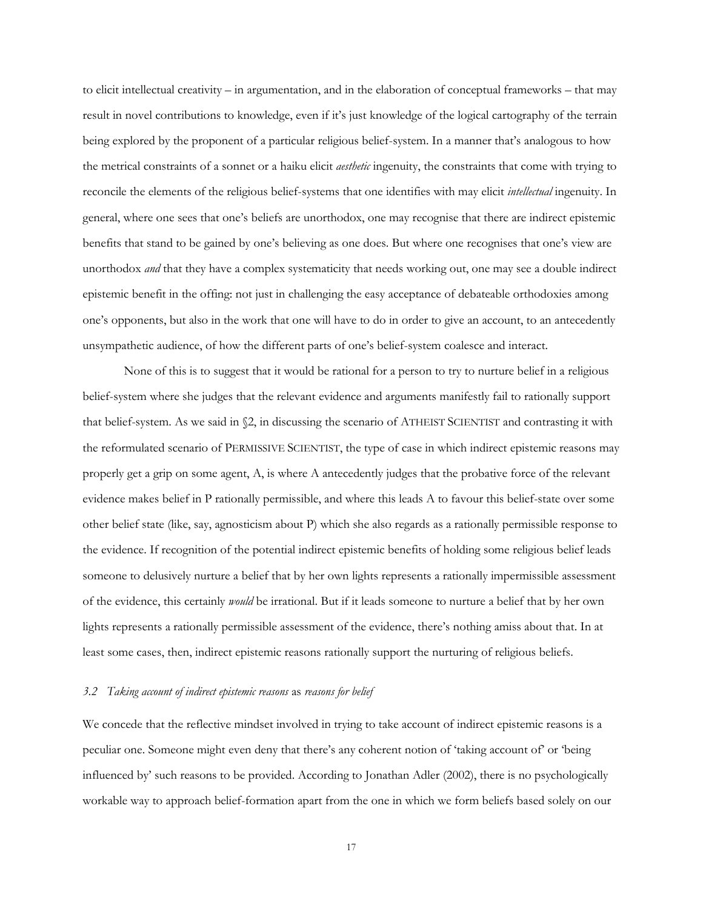to elicit intellectual creativity – in argumentation, and in the elaboration of conceptual frameworks – that may result in novel contributions to knowledge, even if it's just knowledge of the logical cartography of the terrain being explored by the proponent of a particular religious belief-system. In a manner that's analogous to how the metrical constraints of a sonnet or a haiku elicit *aesthetic* ingenuity, the constraints that come with trying to reconcile the elements of the religious belief-systems that one identifies with may elicit *intellectual* ingenuity. In general, where one sees that one's beliefs are unorthodox, one may recognise that there are indirect epistemic benefits that stand to be gained by one's believing as one does. But where one recognises that one's view are unorthodox *and* that they have a complex systematicity that needs working out, one may see a double indirect epistemic benefit in the offing: not just in challenging the easy acceptance of debateable orthodoxies among one's opponents, but also in the work that one will have to do in order to give an account, to an antecedently unsympathetic audience, of how the different parts of one's belief-system coalesce and interact.

None of this is to suggest that it would be rational for a person to try to nurture belief in a religious belief-system where she judges that the relevant evidence and arguments manifestly fail to rationally support that belief-system. As we said in §2, in discussing the scenario of ATHEIST SCIENTIST and contrasting it with the reformulated scenario of PERMISSIVE SCIENTIST, the type of case in which indirect epistemic reasons may properly get a grip on some agent, A, is where A antecedently judges that the probative force of the relevant evidence makes belief in P rationally permissible, and where this leads A to favour this belief-state over some other belief state (like, say, agnosticism about P) which she also regards as a rationally permissible response to the evidence. If recognition of the potential indirect epistemic benefits of holding some religious belief leads someone to delusively nurture a belief that by her own lights represents a rationally impermissible assessment of the evidence, this certainly *would* be irrational. But if it leads someone to nurture a belief that by her own lights represents a rationally permissible assessment of the evidence, there's nothing amiss about that. In at least some cases, then, indirect epistemic reasons rationally support the nurturing of religious beliefs.

### *3.2 Taking account of indirect epistemic reasons* as *reasons for belief*

We concede that the reflective mindset involved in trying to take account of indirect epistemic reasons is a peculiar one. Someone might even deny that there's any coherent notion of 'taking account of' or 'being influenced by' such reasons to be provided. According to Jonathan Adler (2002), there is no psychologically workable way to approach belief-formation apart from the one in which we form beliefs based solely on our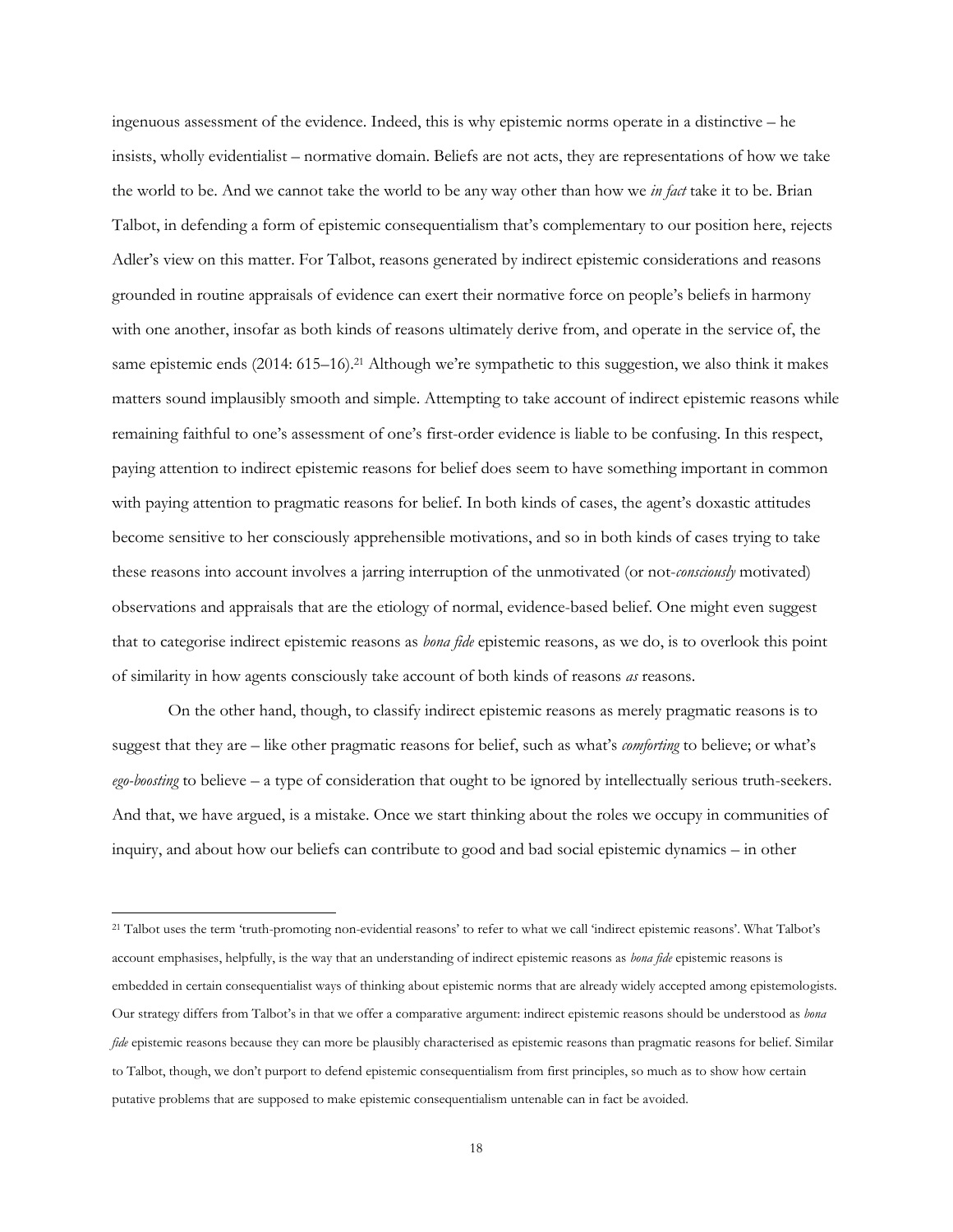ingenuous assessment of the evidence. Indeed, this is why epistemic norms operate in a distinctive – he insists, wholly evidentialist – normative domain. Beliefs are not acts, they are representations of how we take the world to be. And we cannot take the world to be any way other than how we *in fact* take it to be. Brian Talbot, in defending a form of epistemic consequentialism that's complementary to our position here, rejects Adler's view on this matter. For Talbot, reasons generated by indirect epistemic considerations and reasons grounded in routine appraisals of evidence can exert their normative force on people's beliefs in harmony with one another, insofar as both kinds of reasons ultimately derive from, and operate in the service of, the same epistemic ends (2014: 615–16).[21] Although we're sympathetic to this suggestion, we also think it makes matters sound implausibly smooth and simple. Attempting to take account of indirect epistemic reasons while remaining faithful to one's assessment of one's first-order evidence is liable to be confusing. In this respect, paying attention to indirect epistemic reasons for belief does seem to have something important in common with paying attention to pragmatic reasons for belief. In both kinds of cases, the agent's doxastic attitudes become sensitive to her consciously apprehensible motivations, and so in both kinds of cases trying to take these reasons into account involves a jarring interruption of the unmotivated (or not-*consciously* motivated) observations and appraisals that are the etiology of normal, evidence-based belief. One might even suggest that to categorise indirect epistemic reasons as *bona fide* epistemic reasons, as we do, is to overlook this point of similarity in how agents consciously take account of both kinds of reasons *as* reasons.

On the other hand, though, to classify indirect epistemic reasons as merely pragmatic reasons is to suggest that they are – like other pragmatic reasons for belief, such as what's *comforting* to believe; or what's *ego-boosting* to believe – a type of consideration that ought to be ignored by intellectually serious truth-seekers. And that, we have argued, is a mistake. Once we start thinking about the roles we occupy in communities of inquiry, and about how our beliefs can contribute to good and bad social epistemic dynamics – in other

---

[21] Talbot uses the term 'truth-promoting non-evidential reasons' to refer to what we call 'indirect epistemic reasons'. What Talbot's account emphasises, helpfully, is the way that an understanding of indirect epistemic reasons as *bona fide* epistemic reasons is embedded in certain consequentialist ways of thinking about epistemic norms that are already widely accepted among epistemologists. Our strategy differs from Talbot's in that we offer a comparative argument: indirect epistemic reasons should be understood as *bona fide* epistemic reasons because they can more be plausibly characterised as epistemic reasons than pragmatic reasons for belief. Similar to Talbot, though, we don't purport to defend epistemic consequentialism from first principles, so much as to show how certain putative problems that are supposed to make epistemic consequentialism untenable can in fact be avoided.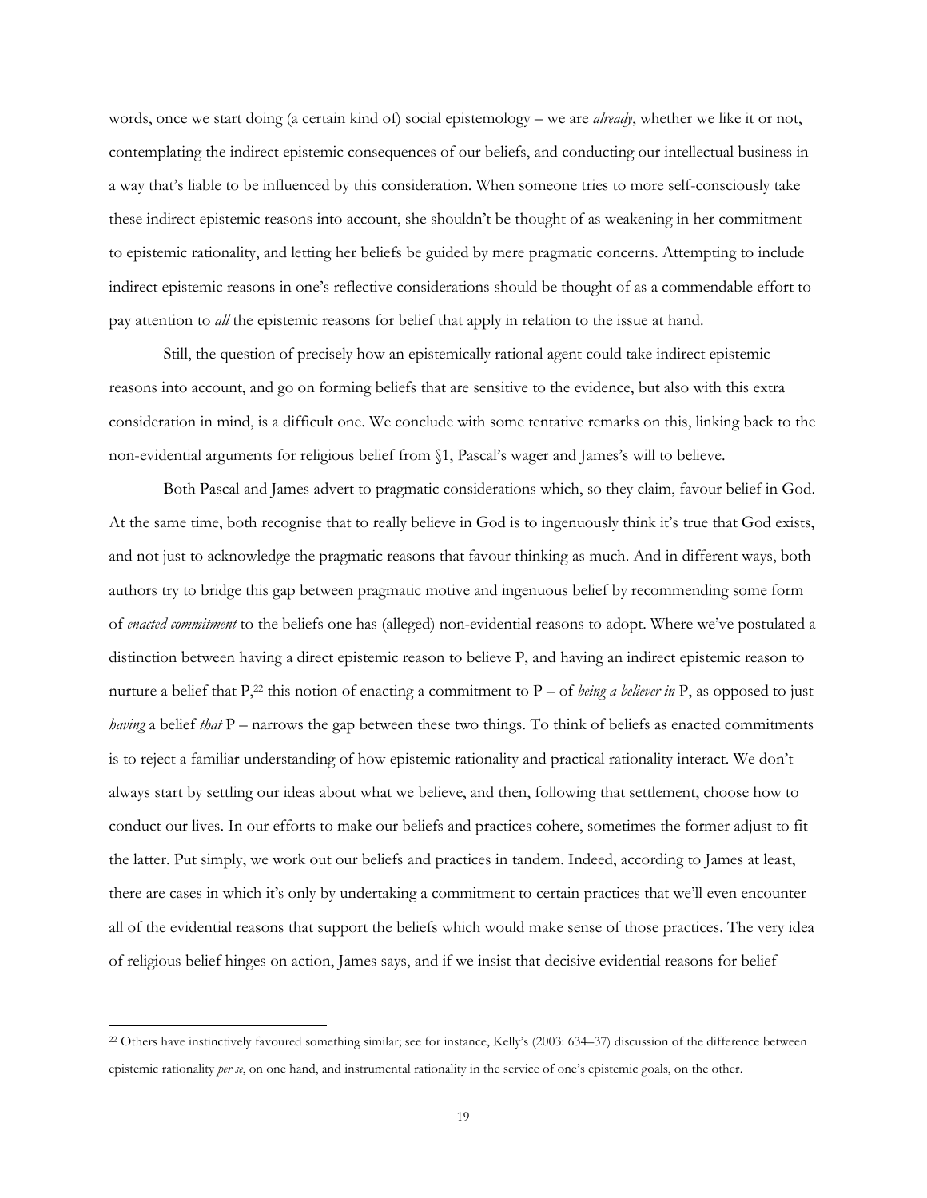words, once we start doing (a certain kind of) social epistemology – we are *already*, whether we like it or not, contemplating the indirect epistemic consequences of our beliefs, and conducting our intellectual business in a way that's liable to be influenced by this consideration. When someone tries to more self-consciously take these indirect epistemic reasons into account, she shouldn't be thought of as weakening in her commitment to epistemic rationality, and letting her beliefs be guided by mere pragmatic concerns. Attempting to include indirect epistemic reasons in one's reflective considerations should be thought of as a commendable effort to pay attention to *all* the epistemic reasons for belief that apply in relation to the issue at hand.

Still, the question of precisely how an epistemically rational agent could take indirect epistemic reasons into account, and go on forming beliefs that are sensitive to the evidence, but also with this extra consideration in mind, is a difficult one. We conclude with some tentative remarks on this, linking back to the non-evidential arguments for religious belief from §1, Pascal's wager and James's will to believe.

Both Pascal and James advert to pragmatic considerations which, so they claim, favour belief in God. At the same time, both recognise that to really believe in God is to ingenuously think it's true that God exists, and not just to acknowledge the pragmatic reasons that favour thinking as much. And in different ways, both authors try to bridge this gap between pragmatic motive and ingenuous belief by recommending some form of *enacted commitment* to the beliefs one has (alleged) non-evidential reasons to adopt. Where we've postulated a distinction between having a direct epistemic reason to believe P, and having an indirect epistemic reason to nurture a belief that P,[22] this notion of enacting a commitment to P – of *being a believer in* P, as opposed to just *having* a belief *that* P – narrows the gap between these two things. To think of beliefs as enacted commitments is to reject a familiar understanding of how epistemic rationality and practical rationality interact. We don't always start by settling our ideas about what we believe, and then, following that settlement, choose how to conduct our lives. In our efforts to make our beliefs and practices cohere, sometimes the former adjust to fit the latter. Put simply, we work out our beliefs and practices in tandem. Indeed, according to James at least, there are cases in which it's only by undertaking a commitment to certain practices that we'll even encounter all of the evidential reasons that support the beliefs which would make sense of those practices. The very idea of religious belief hinges on action, James says, and if we insist that decisive evidential reasons for belief

[22] Others have instinctively favoured something similar; see for instance, Kelly's (2003: 634–37) discussion of the difference between epistemic rationality *per se*, on one hand, and instrumental rationality in the service of one's epistemic goals, on the other.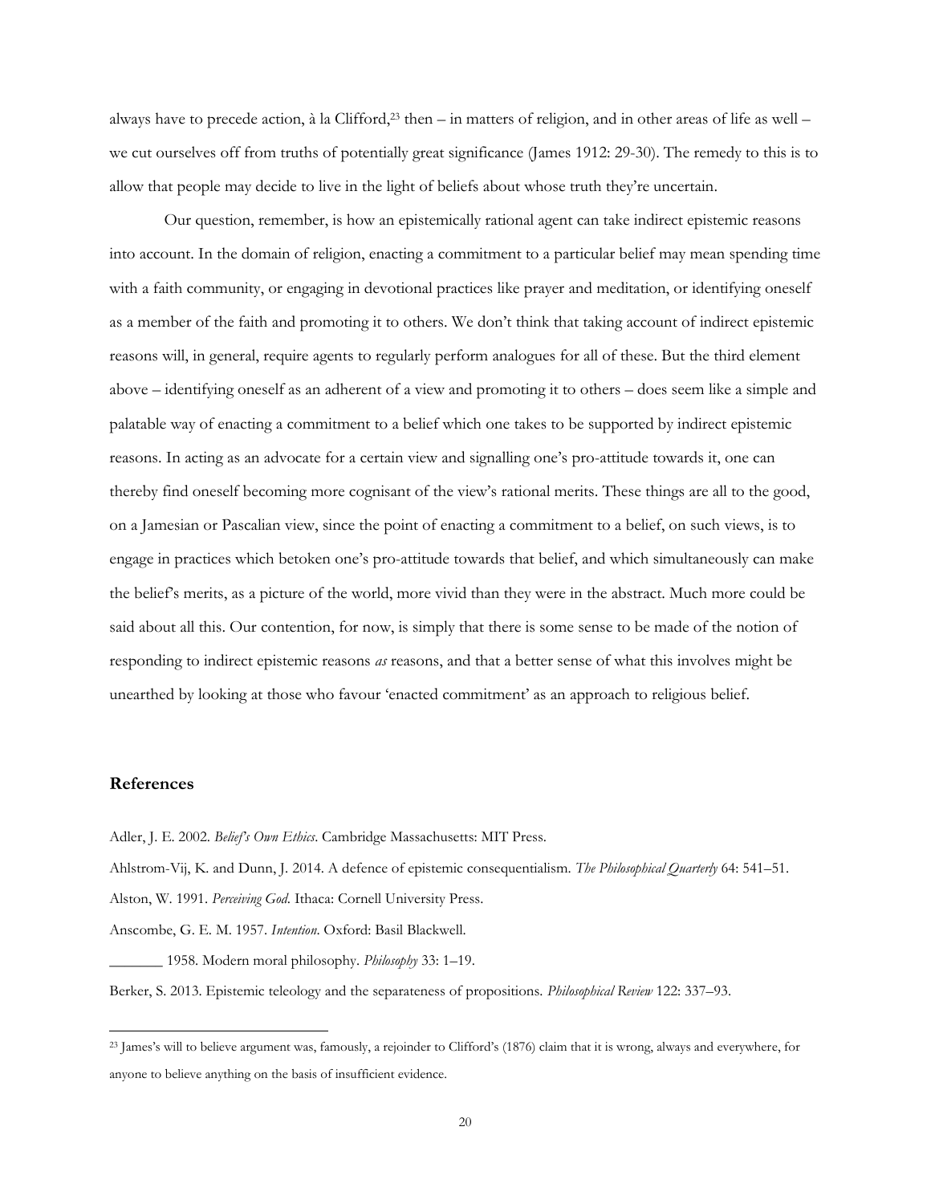always have to precede action, à la Clifford,[23] then – in matters of religion, and in other areas of life as well – we cut ourselves off from truths of potentially great significance (James 1912: 29-30). The remedy to this is to allow that people may decide to live in the light of beliefs about whose truth they're uncertain.

Our question, remember, is how an epistemically rational agent can take indirect epistemic reasons into account. In the domain of religion, enacting a commitment to a particular belief may mean spending time with a faith community, or engaging in devotional practices like prayer and meditation, or identifying oneself as a member of the faith and promoting it to others. We don't think that taking account of indirect epistemic reasons will, in general, require agents to regularly perform analogues for all of these. But the third element above – identifying oneself as an adherent of a view and promoting it to others – does seem like a simple and palatable way of enacting a commitment to a belief which one takes to be supported by indirect epistemic reasons. In acting as an advocate for a certain view and signalling one's pro-attitude towards it, one can thereby find oneself becoming more cognisant of the view's rational merits. These things are all to the good, on a Jamesian or Pascalian view, since the point of enacting a commitment to a belief, on such views, is to engage in practices which betoken one's pro-attitude towards that belief, and which simultaneously can make the belief's merits, as a picture of the world, more vivid than they were in the abstract. Much more could be said about all this. Our contention, for now, is simply that there is some sense to be made of the notion of responding to indirect epistemic reasons *as* reasons, and that a better sense of what this involves might be unearthed by looking at those who favour 'enacted commitment' as an approach to religious belief.

## References

Adler, J. E. 2002. *Belief's Own Ethics*. Cambridge Massachusetts: MIT Press.

Ahlstrom-Vij, K. and Dunn, J. 2014. A defence of epistemic consequentialism. *The Philosophical Quarterly* 64: 541–51.

Alston, W. 1991. *Perceiving God*. Ithaca: Cornell University Press.

Anscombe, G. E. M. 1957. *Intention*. Oxford: Basil Blackwell.

_______ 1958. Modern moral philosophy. *Philosophy* 33: 1–19.

Berker, S. 2013. Epistemic teleology and the separateness of propositions. *Philosophical Review* 122: 337–93.

[23] James's will to believe argument was, famously, a rejoinder to Clifford's (1876) claim that it is wrong, always and everywhere, for anyone to believe anything on the basis of insufficient evidence.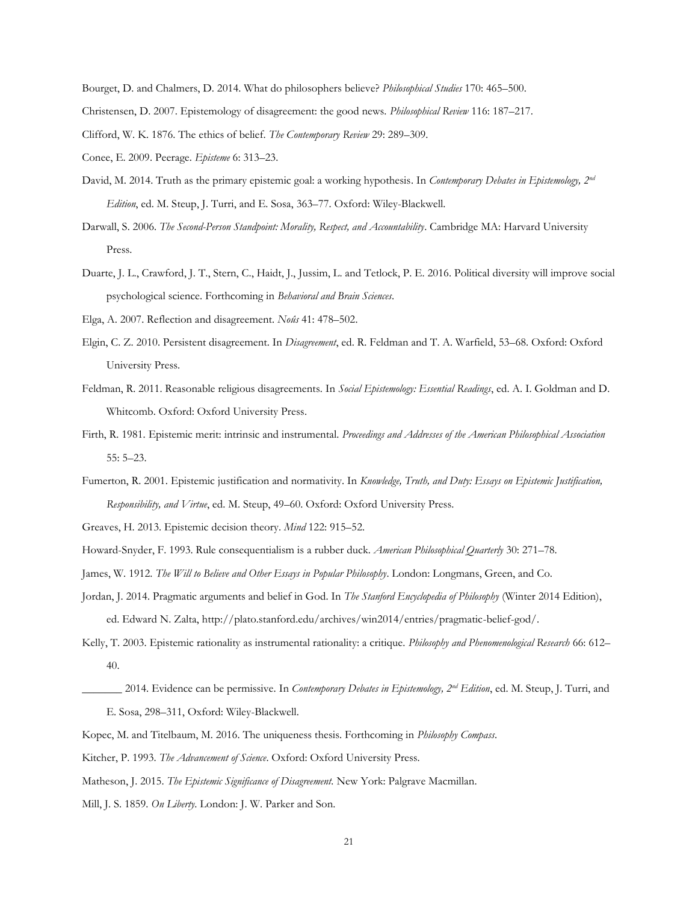Bourget, D. and Chalmers, D. 2014. What do philosophers believe? *Philosophical Studies* 170: 465–500.

Christensen, D. 2007. Epistemology of disagreement: the good news. *Philosophical Review* 116: 187–217.

Clifford, W. K. 1876. The ethics of belief. *The Contemporary Review* 29: 289–309.

Conee, E. 2009. Peerage. *Episteme* 6: 313–23.

David, M. 2014. Truth as the primary epistemic goal: a working hypothesis. In *Contemporary Debates in Epistemology, 2nd Edition*, ed. M. Steup, J. Turri, and E. Sosa, 363–77. Oxford: Wiley-Blackwell.

Darwall, S. 2006. *The Second-Person Standpoint: Morality, Respect, and Accountability*. Cambridge MA: Harvard University Press.

Duarte, J. L., Crawford, J. T., Stern, C., Haidt, J., Jussim, L. and Tetlock, P. E. 2016. Political diversity will improve social psychological science. Forthcoming in *Behavioral and Brain Sciences*.

Elga, A. 2007. Reflection and disagreement. *Noûs* 41: 478–502.

Elgin, C. Z. 2010. Persistent disagreement. In *Disagreement*, ed. R. Feldman and T. A. Warfield, 53–68. Oxford: Oxford University Press.

Feldman, R. 2011. Reasonable religious disagreements. In *Social Epistemology: Essential Readings*, ed. A. I. Goldman and D. Whitcomb. Oxford: Oxford University Press.

Firth, R. 1981. Epistemic merit: intrinsic and instrumental. *Proceedings and Addresses of the American Philosophical Association* 55: 5–23.

Fumerton, R. 2001. Epistemic justification and normativity. In *Knowledge, Truth, and Duty: Essays on Epistemic Justification, Responsibility, and Virtue*, ed. M. Steup, 49–60. Oxford: Oxford University Press.

Greaves, H. 2013. Epistemic decision theory. *Mind* 122: 915–52.

Howard-Snyder, F. 1993. Rule consequentialism is a rubber duck. *American Philosophical Quarterly* 30: 271–78.

James, W. 1912. *The Will to Believe and Other Essays in Popular Philosophy*. London: Longmans, Green, and Co.

Jordan, J. 2014. Pragmatic arguments and belief in God. In *The Stanford Encyclopedia of Philosophy* (Winter 2014 Edition), ed. Edward N. Zalta, http://plato.stanford.edu/archives/win2014/entries/pragmatic-belief-god/.

Kelly, T. 2003. Epistemic rationality as instrumental rationality: a critique. *Philosophy and Phenomenological Research* 66: 612–40.

_______ 2014. Evidence can be permissive. In *Contemporary Debates in Epistemology, 2nd Edition*, ed. M. Steup, J. Turri, and E. Sosa, 298–311, Oxford: Wiley-Blackwell.

Kopec, M. and Titelbaum, M. 2016. The uniqueness thesis. Forthcoming in *Philosophy Compass*.

Kitcher, P. 1993. *The Advancement of Science*. Oxford: Oxford University Press.

Matheson, J. 2015. *The Epistemic Significance of Disagreement.* New York: Palgrave Macmillan.

Mill, J. S. 1859. *On Liberty*. London: J. W. Parker and Son.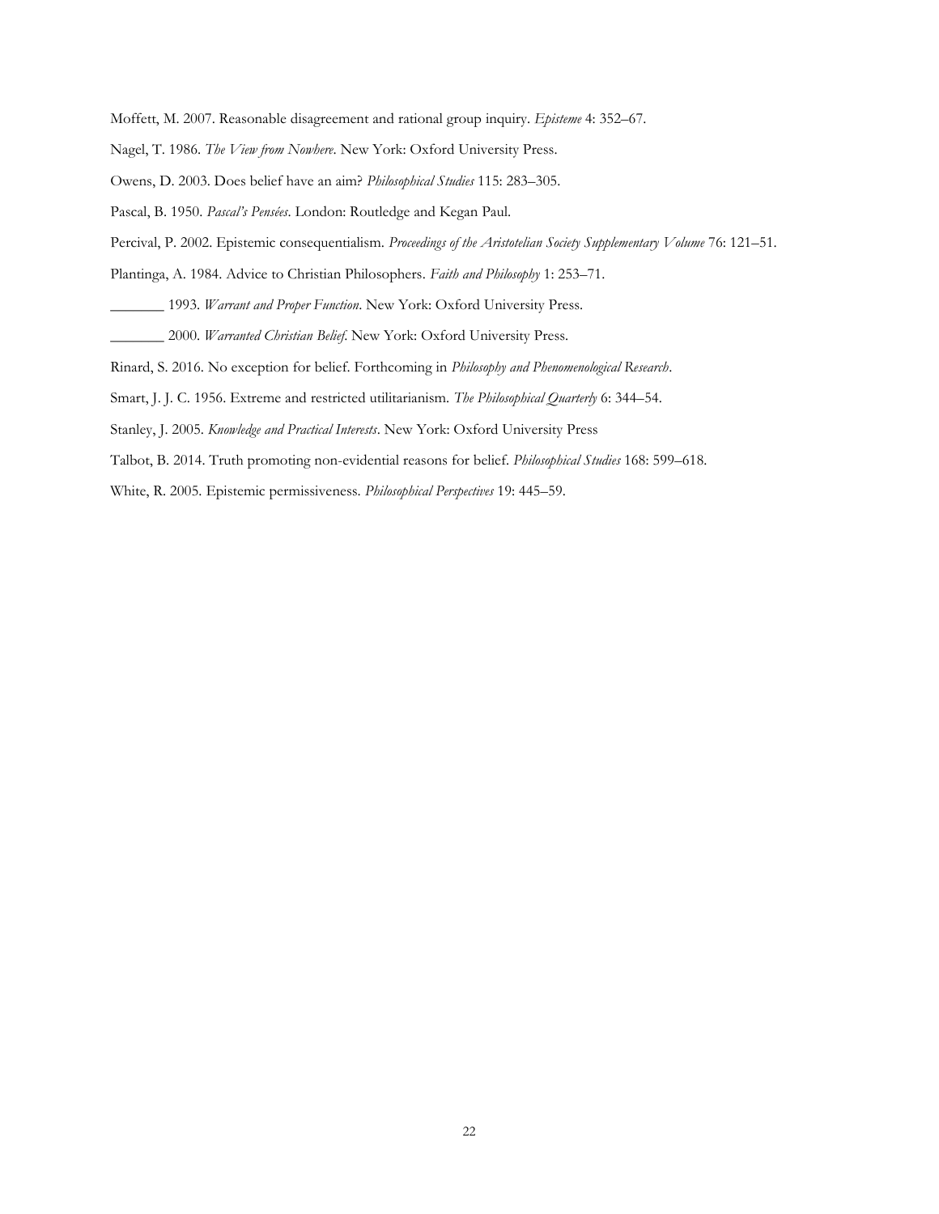Moffett, M. 2007. Reasonable disagreement and rational group inquiry. *Episteme* 4: 352–67.

Nagel, T. 1986. *The View from Nowhere*. New York: Oxford University Press.

Owens, D. 2003. Does belief have an aim? *Philosophical Studies* 115: 283–305.

Pascal, B. 1950. *Pascal's Pensées*. London: Routledge and Kegan Paul.

Percival, P. 2002. Epistemic consequentialism. *Proceedings of the Aristotelian Society Supplementary Volume* 76: 121–51.

Plantinga, A. 1984. Advice to Christian Philosophers. *Faith and Philosophy* 1: 253–71.

_______ 1993. *Warrant and Proper Function*. New York: Oxford University Press.

_______ 2000. *Warranted Christian Belief*. New York: Oxford University Press.

Rinard, S. 2016. No exception for belief. Forthcoming in *Philosophy and Phenomenological Research*.

Smart, J. J. C. 1956. Extreme and restricted utilitarianism. *The Philosophical Quarterly* 6: 344–54.

Stanley, J. 2005. *Knowledge and Practical Interests*. New York: Oxford University Press

Talbot, B. 2014. Truth promoting non-evidential reasons for belief. *Philosophical Studies* 168: 599–618.

White, R. 2005. Epistemic permissiveness. *Philosophical Perspectives* 19: 445–59.